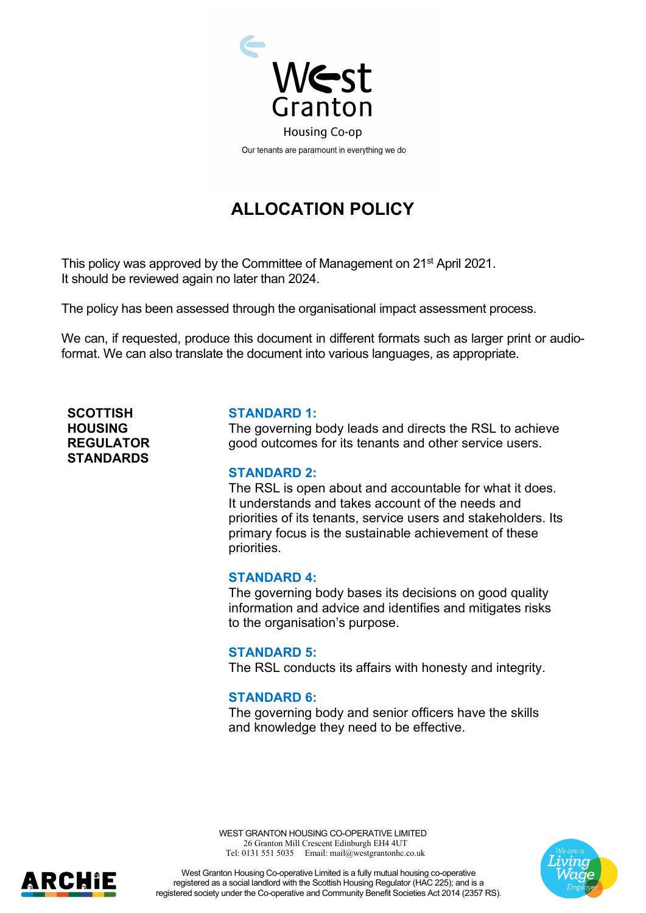West Granton

Housing Co-op

Our tenants are paramount in everything we do

# ALLOCATION POLICY

This policy was approved by the Committee of Management on 21st April 2021.
It should be reviewed again no later than 2024.

The policy has been assessed through the organisational impact assessment process.

We can, if requested, produce this document in different formats such as larger print or audio-format. We can also translate the document into various languages, as appropriate.

**SCOTTISH HOUSING REGULATOR STANDARDS**

**STANDARD 1:**
The governing body leads and directs the RSL to achieve good outcomes for its tenants and other service users.

**STANDARD 2:**
The RSL is open about and accountable for what it does. It understands and takes account of the needs and priorities of its tenants, service users and stakeholders. Its primary focus is the sustainable achievement of these priorities.

**STANDARD 4:**
The governing body bases its decisions on good quality information and advice and identifies and mitigates risks to the organisation's purpose.

**STANDARD 5:**
The RSL conducts its affairs with honesty and integrity.

**STANDARD 6:**
The governing body and senior officers have the skills and knowledge they need to be effective.

WEST GRANTON HOUSING CO-OPERATIVE LIMITED
26 Granton Mill Crescent Edinburgh EH4 4UT
Tel: 0131 551 5035 Email: mail@westgrantonhc.co.uk

West Granton Housing Co-operative Limited is a fully mutual housing co-operative registered as a social landlord with the Scottish Housing Regulator (HAC 225); and is a registered society under the Co-operative and Community Benefit Societies Act 2014 (2357 RS).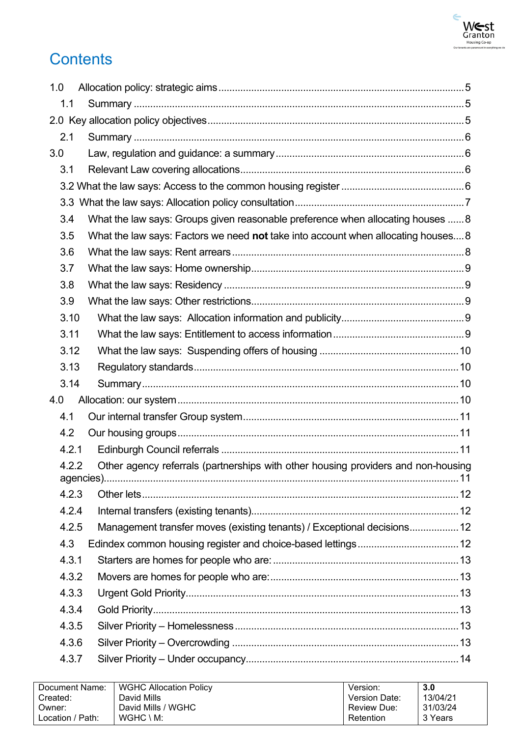# Contents

1.0 Allocation policy: strategic aims ..... 5

1.1 Summary ..... 5

2.0 Key allocation policy objectives ..... 5

2.1 Summary ..... 6

3.0 Law, regulation and guidance: a summary ..... 6

3.1 Relevant Law covering allocations ..... 6

3.2 What the law says: Access to the common housing register ..... 6

3.3 What the law says: Allocation policy consultation ..... 7

3.4 What the law says: Groups given reasonable preference when allocating houses ..... 8

3.5 What the law says: Factors we need **not** take into account when allocating houses ..... 8

3.6 What the law says: Rent arrears ..... 8

3.7 What the law says: Home ownership ..... 9

3.8 What the law says: Residency ..... 9

3.9 What the law says: Other restrictions ..... 9

3.10 What the law says: Allocation information and publicity ..... 9

3.11 What the law says: Entitlement to access information ..... 9

3.12 What the law says: Suspending offers of housing ..... 10

3.13 Regulatory standards ..... 10

3.14 Summary ..... 10

4.0 Allocation: our system ..... 10

4.1 Our internal transfer Group system ..... 11

4.2 Our housing groups ..... 11

4.2.1 Edinburgh Council referrals ..... 11

4.2.2 Other agency referrals (partnerships with other housing providers and non-housing agencies) ..... 11

4.2.3 Other lets ..... 12

4.2.4 Internal transfers (existing tenants) ..... 12

4.2.5 Management transfer moves (existing tenants) / Exceptional decisions ..... 12

4.3 Edindex common housing register and choice-based lettings ..... 12

4.3.1 Starters are homes for people who are: ..... 13

4.3.2 Movers are homes for people who are: ..... 13

4.3.3 Urgent Gold Priority ..... 13

4.3.4 Gold Priority ..... 13

4.3.5 Silver Priority – Homelessness ..... 13

4.3.6 Silver Priority – Overcrowding ..... 13

4.3.7 Silver Priority – Under occupancy ..... 14

| Document Name: | WGHC Allocation Policy | Version: | 3.0 |
|---|---|---|---|
| Created: | David Mills | Version Date: | 13/04/21 |
| Owner: | David Mills / WGHC | Review Due: | 31/03/24 |
| Location / Path: | WGHC \ M: | Retention | 3 Years |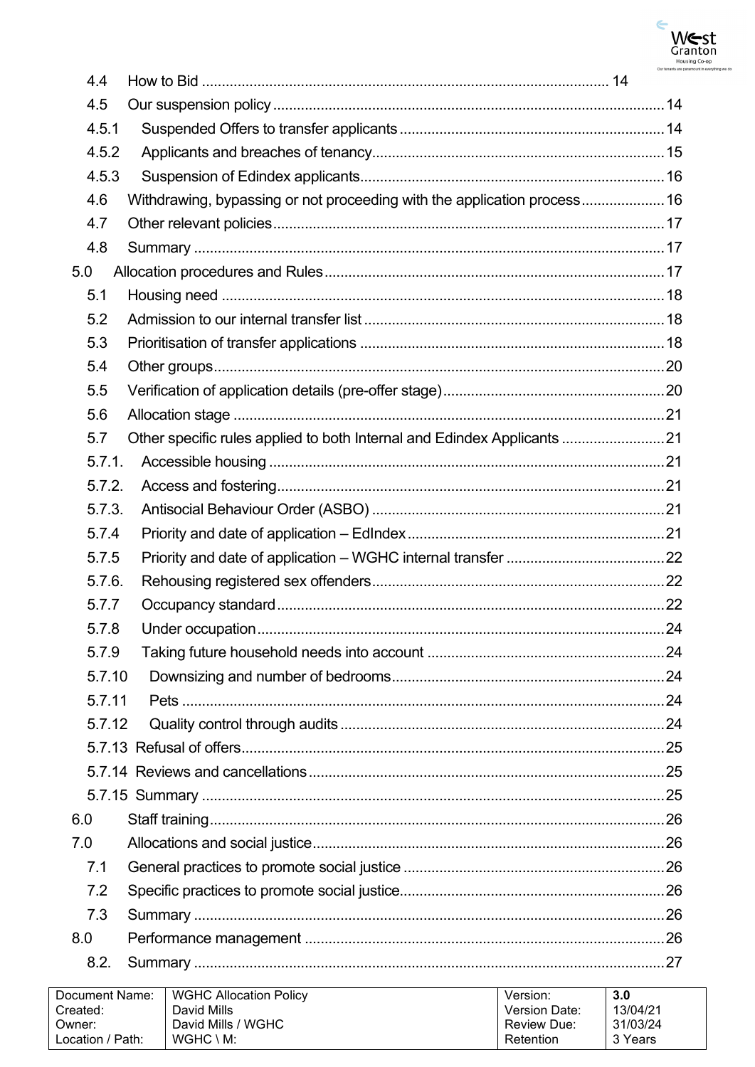4.4 How to Bid ..................................................................................................... 14

4.5 Our suspension policy ........................................................................................ 14

4.5.1 Suspended Offers to transfer applicants ........................................................ 14

4.5.2 Applicants and breaches of tenancy................................................................ 15

4.5.3 Suspension of Edindex applicants.................................................................... 16

4.6 Withdrawing, bypassing or not proceeding with the application process................... 16

4.7 Other relevant policies......................................................................................... 17

4.8 Summary ............................................................................................................ 17

5.0 Allocation procedures and Rules.......................................................................... 17

5.1 Housing need ...................................................................................................... 18

5.2 Admission to our internal transfer list ................................................................. 18

5.3 Prioritisation of transfer applications .................................................................. 18

5.4 Other groups....................................................................................................... 20

5.5 Verification of application details (pre-offer stage)............................................... 20

5.6 Allocation stage ................................................................................................... 21

5.7 Other specific rules applied to both Internal and Edindex Applicants ...................... 21

5.7.1. Accessible housing ........................................................................................... 21

5.7.2. Access and fostering.......................................................................................... 21

5.7.3. Antisocial Behaviour Order (ASBO) .................................................................. 21

5.7.4 Priority and date of application – EdIndex .......................................................... 21

5.7.5 Priority and date of application – WGHC internal transfer ................................. 22

5.7.6. Rehousing registered sex offenders.................................................................. 22

5.7.7 Occupancy standard............................................................................................ 22

5.7.8 Under occupation................................................................................................ 24

5.7.9 Taking future household needs into account ...................................................... 24

5.7.10 Downsizing and number of bedrooms.............................................................. 24

5.7.11 Pets .................................................................................................................. 24

5.7.12 Quality control through audits .......................................................................... 24

5.7.13 Refusal of offers................................................................................................ 25

5.7.14 Reviews and cancellations................................................................................. 25

5.7.15 Summary ........................................................................................................... 25

6.0 Staff training........................................................................................................ 26

7.0 Allocations and social justice................................................................................ 26

7.1 General practices to promote social justice ......................................................... 26

7.2 Specific practices to promote social justice.......................................................... 26

7.3 Summary ............................................................................................................. 26

8.0 Performance management .................................................................................. 26

8.2. Summary ............................................................................................................ 27

| Document Name: | WGHC Allocation Policy | Version: | **3.0** |
|---|---|---|---|
| Created: | David Mills | Version Date: | 13/04/21 |
| Owner: | David Mills / WGHC | Review Due: | 31/03/24 |
| Location / Path: | WGHC \ M: | Retention | 3 Years |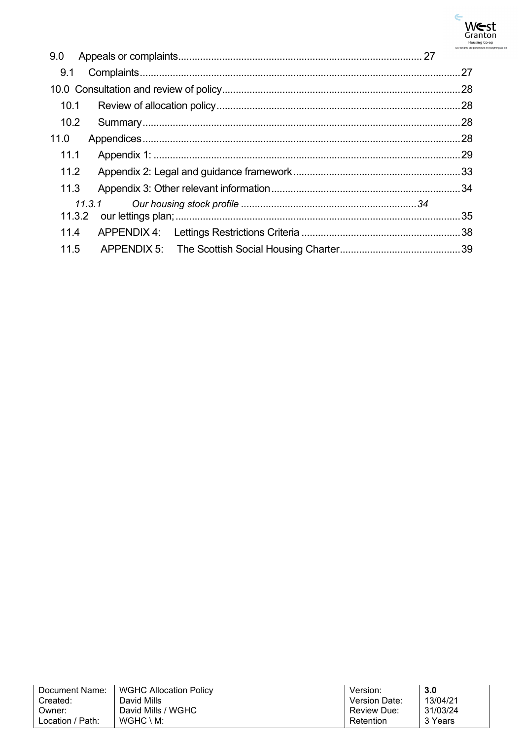9.0 Appeals or complaints........................................................................................ 27

9.1 Complaints.....................................................................................................................27

10.0 Consultation and review of policy.......................................................................................28

10.1 Review of allocation policy.........................................................................................28

10.2 Summary....................................................................................................................28

11.0 Appendices...................................................................................................................28

11.1 Appendix 1: ...............................................................................................................29

11.2 Appendix 2: Legal and guidance framework.............................................................33

11.3 Appendix 3: Other relevant information.....................................................................34

*11.3.1 Our housing stock profile ..................................................................34*

11.3.2 our lettings plan;........................................................................................................35

11.4 APPENDIX 4: Lettings Restrictions Criteria ..........................................................38

11.5 APPENDIX 5: The Scottish Social Housing Charter............................................39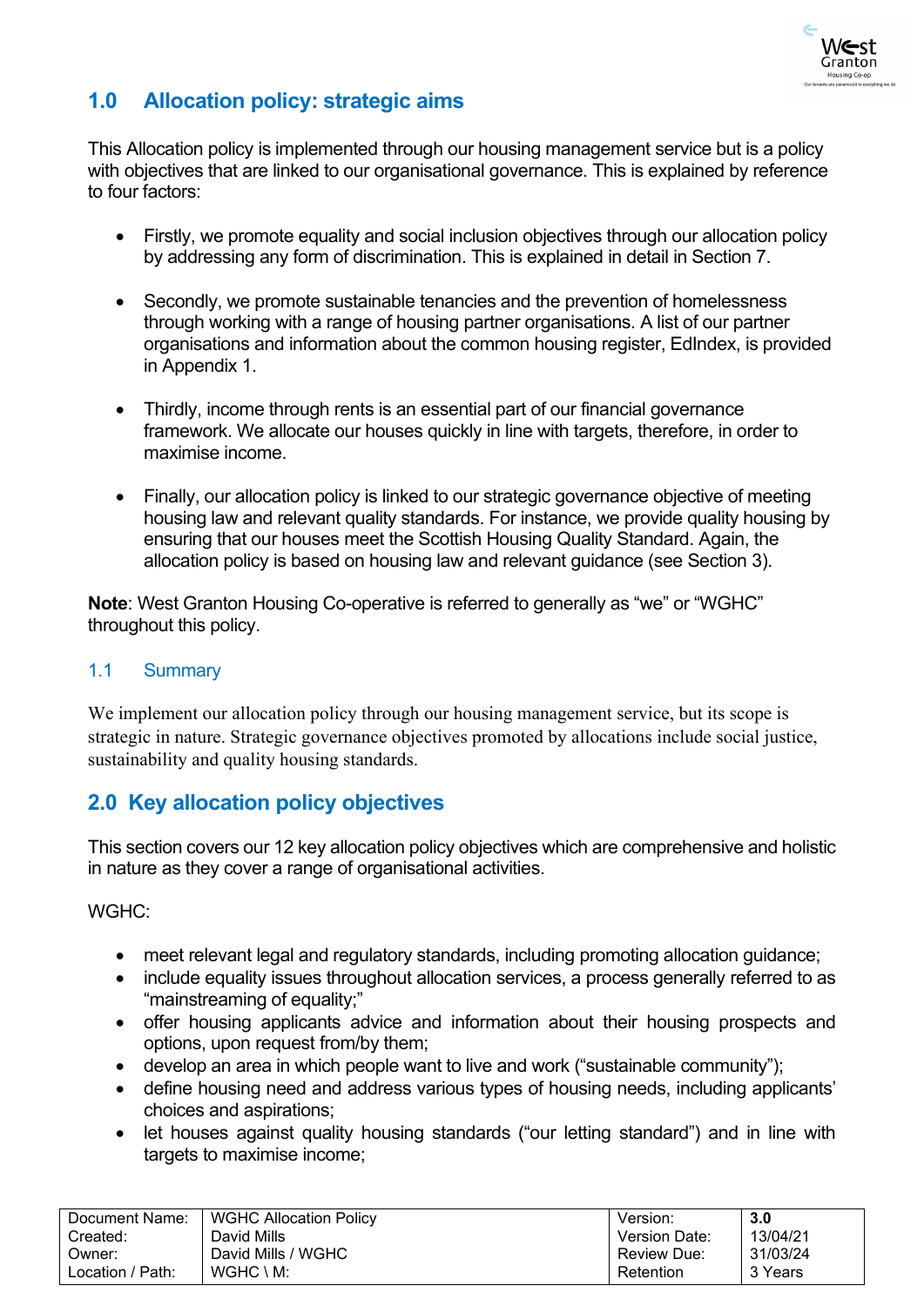## 1.0 Allocation policy: strategic aims

This Allocation policy is implemented through our housing management service but is a policy with objectives that are linked to our organisational governance. This is explained by reference to four factors:

- Firstly, we promote equality and social inclusion objectives through our allocation policy by addressing any form of discrimination. This is explained in detail in Section 7.
- Secondly, we promote sustainable tenancies and the prevention of homelessness through working with a range of housing partner organisations. A list of our partner organisations and information about the common housing register, EdIndex, is provided in Appendix 1.
- Thirdly, income through rents is an essential part of our financial governance framework. We allocate our houses quickly in line with targets, therefore, in order to maximise income.
- Finally, our allocation policy is linked to our strategic governance objective of meeting housing law and relevant quality standards. For instance, we provide quality housing by ensuring that our houses meet the Scottish Housing Quality Standard. Again, the allocation policy is based on housing law and relevant guidance (see Section 3).

**Note**: West Granton Housing Co-operative is referred to generally as "we" or "WGHC" throughout this policy.

### 1.1 Summary

We implement our allocation policy through our housing management service, but its scope is strategic in nature. Strategic governance objectives promoted by allocations include social justice, sustainability and quality housing standards.

## 2.0 Key allocation policy objectives

This section covers our 12 key allocation policy objectives which are comprehensive and holistic in nature as they cover a range of organisational activities.

WGHC:

- meet relevant legal and regulatory standards, including promoting allocation guidance;
- include equality issues throughout allocation services, a process generally referred to as "mainstreaming of equality;"
- offer housing applicants advice and information about their housing prospects and options, upon request from/by them;
- develop an area in which people want to live and work ("sustainable community");
- define housing need and address various types of housing needs, including applicants' choices and aspirations;
- let houses against quality housing standards ("our letting standard") and in line with targets to maximise income;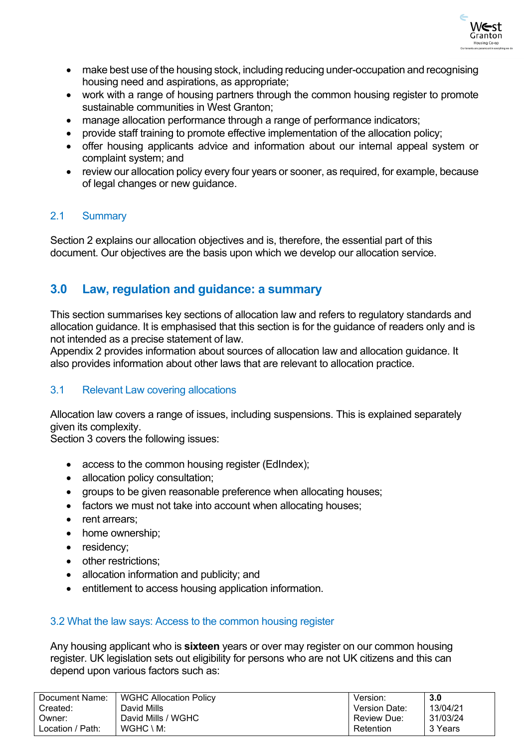- make best use of the housing stock, including reducing under-occupation and recognising housing need and aspirations, as appropriate;
- work with a range of housing partners through the common housing register to promote sustainable communities in West Granton;
- manage allocation performance through a range of performance indicators;
- provide staff training to promote effective implementation of the allocation policy;
- offer housing applicants advice and information about our internal appeal system or complaint system; and
- review our allocation policy every four years or sooner, as required, for example, because of legal changes or new guidance.

### 2.1 Summary

Section 2 explains our allocation objectives and is, therefore, the essential part of this document. Our objectives are the basis upon which we develop our allocation service.

## 3.0 Law, regulation and guidance: a summary

This section summarises key sections of allocation law and refers to regulatory standards and allocation guidance. It is emphasised that this section is for the guidance of readers only and is not intended as a precise statement of law.
Appendix 2 provides information about sources of allocation law and allocation guidance. It also provides information about other laws that are relevant to allocation practice.

### 3.1 Relevant Law covering allocations

Allocation law covers a range of issues, including suspensions. This is explained separately given its complexity.
Section 3 covers the following issues:

- access to the common housing register (EdIndex);
- allocation policy consultation;
- groups to be given reasonable preference when allocating houses;
- factors we must not take into account when allocating houses;
- rent arrears;
- home ownership;
- residency;
- other restrictions;
- allocation information and publicity; and
- entitlement to access housing application information.

### 3.2 What the law says: Access to the common housing register

Any housing applicant who is **sixteen** years or over may register on our common housing register. UK legislation sets out eligibility for persons who are not UK citizens and this can depend upon various factors such as: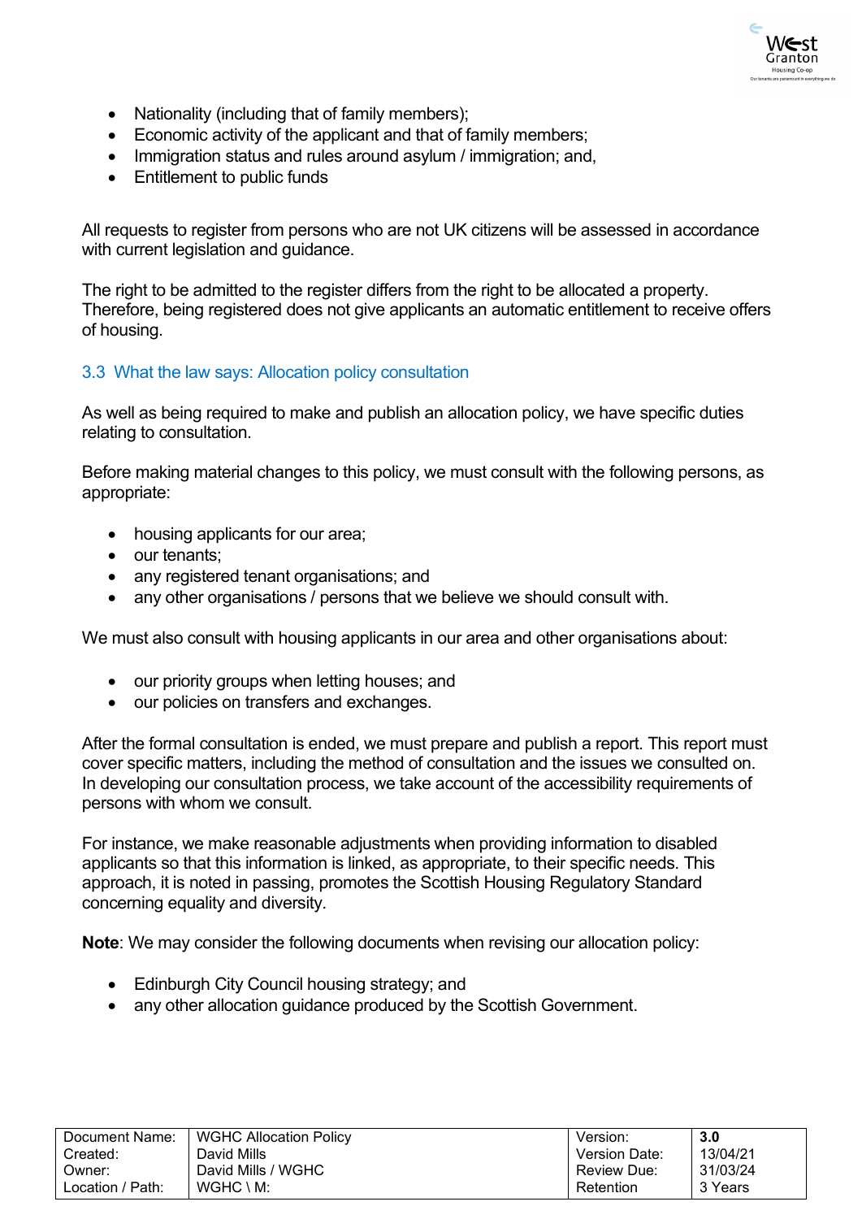- Nationality (including that of family members);
- Economic activity of the applicant and that of family members;
- Immigration status and rules around asylum / immigration; and,
- Entitlement to public funds

All requests to register from persons who are not UK citizens will be assessed in accordance with current legislation and guidance.

The right to be admitted to the register differs from the right to be allocated a property. Therefore, being registered does not give applicants an automatic entitlement to receive offers of housing.

### 3.3 What the law says: Allocation policy consultation

As well as being required to make and publish an allocation policy, we have specific duties relating to consultation.

Before making material changes to this policy, we must consult with the following persons, as appropriate:

- housing applicants for our area;
- our tenants;
- any registered tenant organisations; and
- any other organisations / persons that we believe we should consult with.

We must also consult with housing applicants in our area and other organisations about:

- our priority groups when letting houses; and
- our policies on transfers and exchanges.

After the formal consultation is ended, we must prepare and publish a report. This report must cover specific matters, including the method of consultation and the issues we consulted on. In developing our consultation process, we take account of the accessibility requirements of persons with whom we consult.

For instance, we make reasonable adjustments when providing information to disabled applicants so that this information is linked, as appropriate, to their specific needs. This approach, it is noted in passing, promotes the Scottish Housing Regulatory Standard concerning equality and diversity.

**Note**: We may consider the following documents when revising our allocation policy:

- Edinburgh City Council housing strategy; and
- any other allocation guidance produced by the Scottish Government.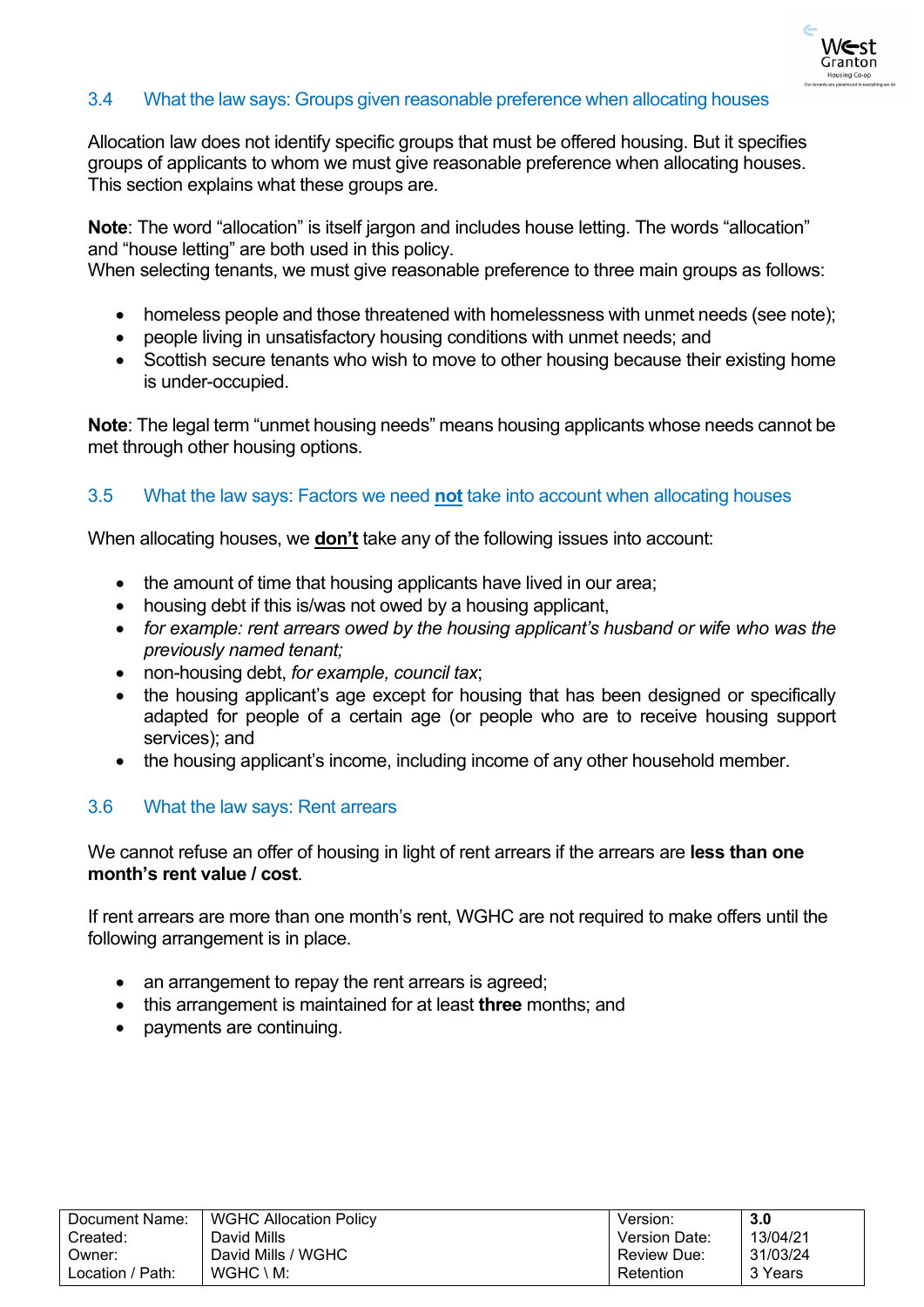### 3.4 What the law says: Groups given reasonable preference when allocating houses

Allocation law does not identify specific groups that must be offered housing. But it specifies groups of applicants to whom we must give reasonable preference when allocating houses. This section explains what these groups are.

**Note**: The word "allocation" is itself jargon and includes house letting. The words "allocation" and "house letting" are both used in this policy.
When selecting tenants, we must give reasonable preference to three main groups as follows:

- homeless people and those threatened with homelessness with unmet needs (see note);
- people living in unsatisfactory housing conditions with unmet needs; and
- Scottish secure tenants who wish to move to other housing because their existing home is under-occupied.

**Note**: The legal term "unmet housing needs" means housing applicants whose needs cannot be met through other housing options.

### 3.5 What the law says: Factors we need **<u>not</u>** take into account when allocating houses

When allocating houses, we **<u>don't</u>** take any of the following issues into account:

- the amount of time that housing applicants have lived in our area;
- housing debt if this is/was not owed by a housing applicant,
- *for example: rent arrears owed by the housing applicant's husband or wife who was the previously named tenant;*
- non-housing debt, *for example, council tax*;
- the housing applicant's age except for housing that has been designed or specifically adapted for people of a certain age (or people who are to receive housing support services); and
- the housing applicant's income, including income of any other household member.

### 3.6 What the law says: Rent arrears

We cannot refuse an offer of housing in light of rent arrears if the arrears are **less than one month's rent value / cost**.

If rent arrears are more than one month's rent, WGHC are not required to make offers until the following arrangement is in place.

- an arrangement to repay the rent arrears is agreed;
- this arrangement is maintained for at least **three** months; and
- payments are continuing.

| Document Name: | WGHC Allocation Policy | Version: | **3.0** |
|---|---|---|---|
| Created: | David Mills | Version Date: | 13/04/21 |
| Owner: | David Mills / WGHC | Review Due: | 31/03/24 |
| Location / Path: | WGHC \ M: | Retention | 3 Years |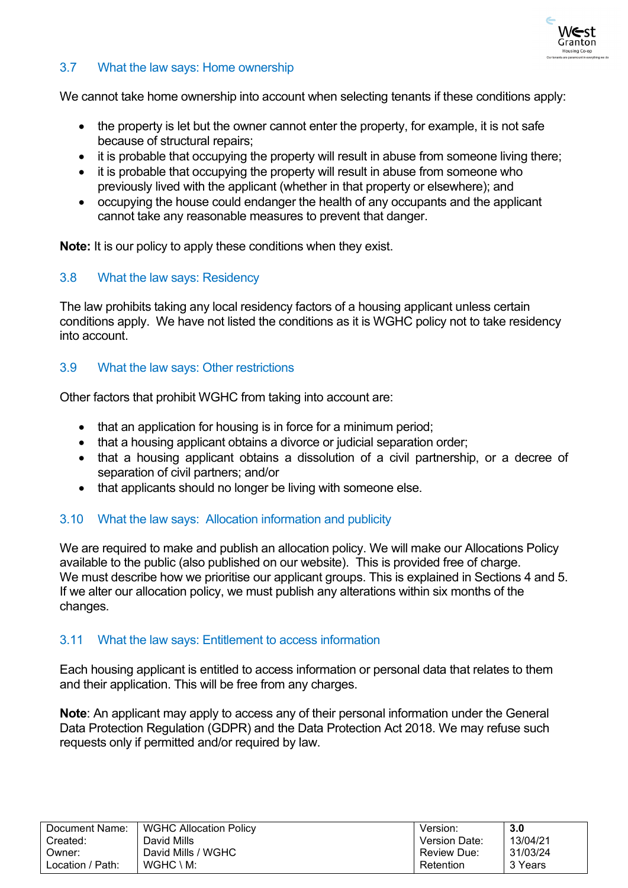### 3.7 What the law says: Home ownership

We cannot take home ownership into account when selecting tenants if these conditions apply:

- the property is let but the owner cannot enter the property, for example, it is not safe because of structural repairs;
- it is probable that occupying the property will result in abuse from someone living there;
- it is probable that occupying the property will result in abuse from someone who previously lived with the applicant (whether in that property or elsewhere); and
- occupying the house could endanger the health of any occupants and the applicant cannot take any reasonable measures to prevent that danger.

**Note:** It is our policy to apply these conditions when they exist.

### 3.8 What the law says: Residency

The law prohibits taking any local residency factors of a housing applicant unless certain conditions apply. We have not listed the conditions as it is WGHC policy not to take residency into account.

### 3.9 What the law says: Other restrictions

Other factors that prohibit WGHC from taking into account are:

- that an application for housing is in force for a minimum period;
- that a housing applicant obtains a divorce or judicial separation order;
- that a housing applicant obtains a dissolution of a civil partnership, or a decree of separation of civil partners; and/or
- that applicants should no longer be living with someone else.

### 3.10 What the law says: Allocation information and publicity

We are required to make and publish an allocation policy. We will make our Allocations Policy available to the public (also published on our website). This is provided free of charge. We must describe how we prioritise our applicant groups. This is explained in Sections 4 and 5. If we alter our allocation policy, we must publish any alterations within six months of the changes.

### 3.11 What the law says: Entitlement to access information

Each housing applicant is entitled to access information or personal data that relates to them and their application. This will be free from any charges.

**Note**: An applicant may apply to access any of their personal information under the General Data Protection Regulation (GDPR) and the Data Protection Act 2018. We may refuse such requests only if permitted and/or required by law.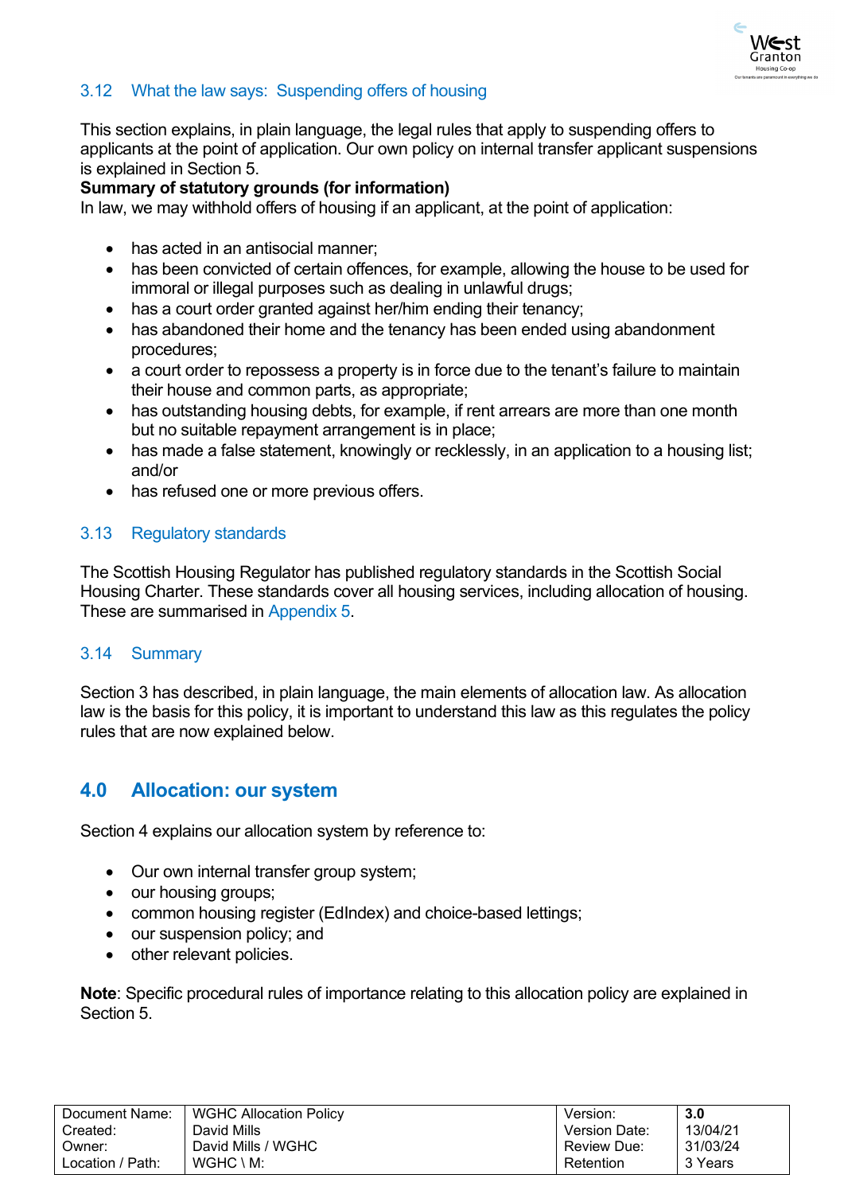### 3.12 What the law says: Suspending offers of housing

This section explains, in plain language, the legal rules that apply to suspending offers to applicants at the point of application. Our own policy on internal transfer applicant suspensions is explained in Section 5.

**Summary of statutory grounds (for information)**

In law, we may withhold offers of housing if an applicant, at the point of application:

- has acted in an antisocial manner;
- has been convicted of certain offences, for example, allowing the house to be used for immoral or illegal purposes such as dealing in unlawful drugs;
- has a court order granted against her/him ending their tenancy;
- has abandoned their home and the tenancy has been ended using abandonment procedures;
- a court order to repossess a property is in force due to the tenant's failure to maintain their house and common parts, as appropriate;
- has outstanding housing debts, for example, if rent arrears are more than one month but no suitable repayment arrangement is in place;
- has made a false statement, knowingly or recklessly, in an application to a housing list; and/or
- has refused one or more previous offers.

### 3.13 Regulatory standards

The Scottish Housing Regulator has published regulatory standards in the Scottish Social Housing Charter. These standards cover all housing services, including allocation of housing. These are summarised in Appendix 5.

### 3.14 Summary

Section 3 has described, in plain language, the main elements of allocation law. As allocation law is the basis for this policy, it is important to understand this law as this regulates the policy rules that are now explained below.

## 4.0 Allocation: our system

Section 4 explains our allocation system by reference to:

- Our own internal transfer group system;
- our housing groups;
- common housing register (EdIndex) and choice-based lettings;
- our suspension policy; and
- other relevant policies.

**Note**: Specific procedural rules of importance relating to this allocation policy are explained in Section 5.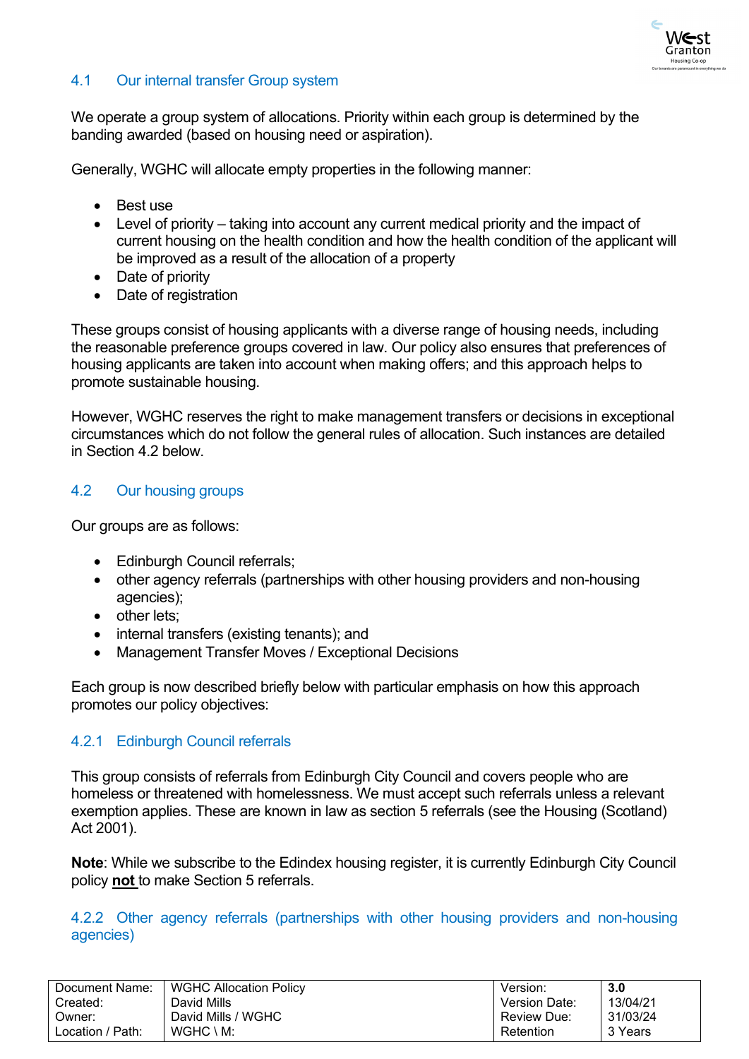## 4.1 Our internal transfer Group system

We operate a group system of allocations. Priority within each group is determined by the banding awarded (based on housing need or aspiration).

Generally, WGHC will allocate empty properties in the following manner:

- Best use
- Level of priority – taking into account any current medical priority and the impact of current housing on the health condition and how the health condition of the applicant will be improved as a result of the allocation of a property
- Date of priority
- Date of registration

These groups consist of housing applicants with a diverse range of housing needs, including the reasonable preference groups covered in law. Our policy also ensures that preferences of housing applicants are taken into account when making offers; and this approach helps to promote sustainable housing.

However, WGHC reserves the right to make management transfers or decisions in exceptional circumstances which do not follow the general rules of allocation. Such instances are detailed in Section 4.2 below.

## 4.2 Our housing groups

Our groups are as follows:

- Edinburgh Council referrals;
- other agency referrals (partnerships with other housing providers and non-housing agencies);
- other lets;
- internal transfers (existing tenants); and
- Management Transfer Moves / Exceptional Decisions

Each group is now described briefly below with particular emphasis on how this approach promotes our policy objectives:

### 4.2.1 Edinburgh Council referrals

This group consists of referrals from Edinburgh City Council and covers people who are homeless or threatened with homelessness. We must accept such referrals unless a relevant exemption applies. These are known in law as section 5 referrals (see the Housing (Scotland) Act 2001).

**Note**: While we subscribe to the Edindex housing register, it is currently Edinburgh City Council policy **not** to make Section 5 referrals.

### 4.2.2 Other agency referrals (partnerships with other housing providers and non-housing agencies)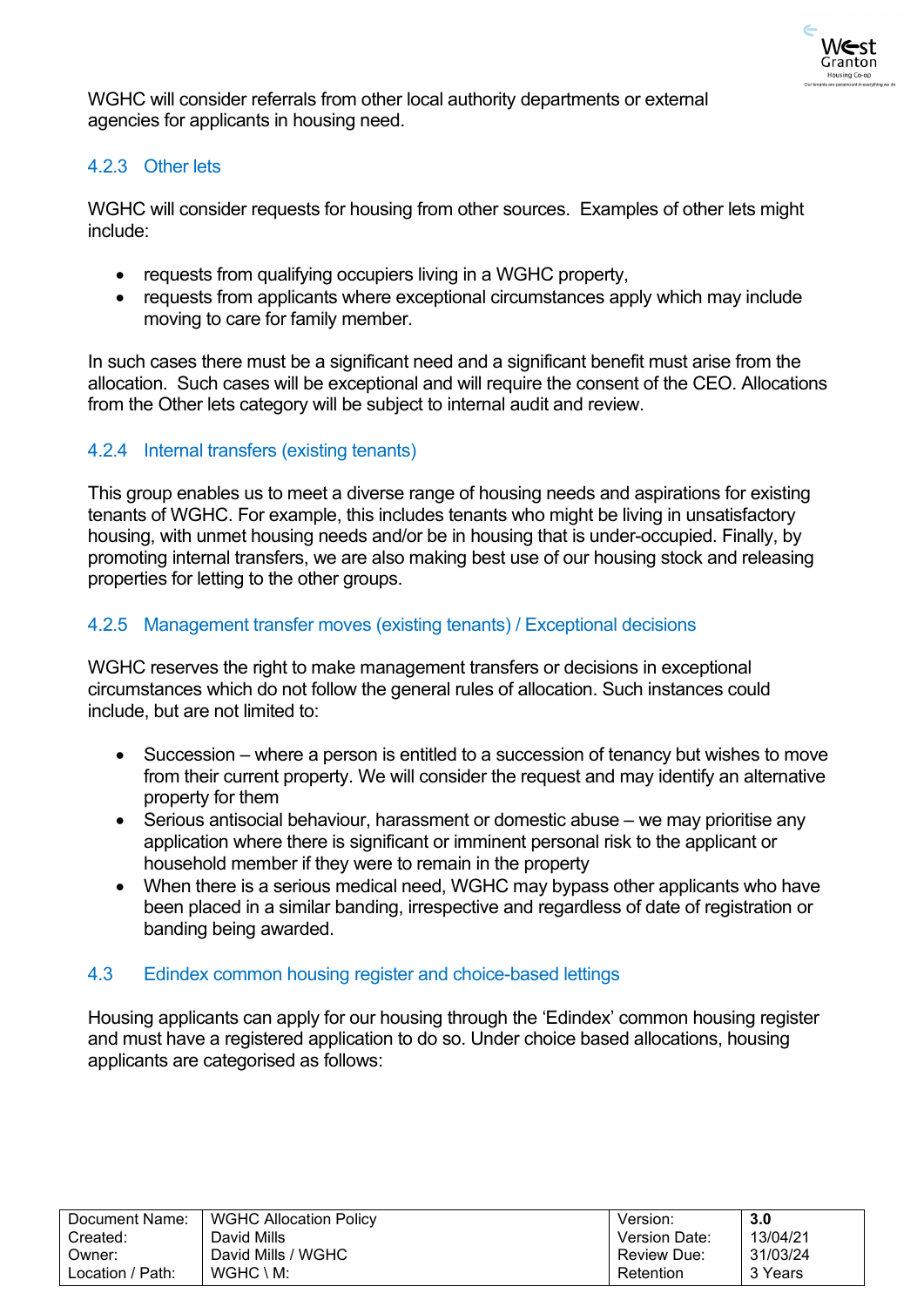WGHC will consider referrals from other local authority departments or external agencies for applicants in housing need.

### 4.2.3 Other lets

WGHC will consider requests for housing from other sources. Examples of other lets might include:

- requests from qualifying occupiers living in a WGHC property,
- requests from applicants where exceptional circumstances apply which may include moving to care for family member.

In such cases there must be a significant need and a significant benefit must arise from the allocation. Such cases will be exceptional and will require the consent of the CEO. Allocations from the Other lets category will be subject to internal audit and review.

### 4.2.4 Internal transfers (existing tenants)

This group enables us to meet a diverse range of housing needs and aspirations for existing tenants of WGHC. For example, this includes tenants who might be living in unsatisfactory housing, with unmet housing needs and/or be in housing that is under-occupied. Finally, by promoting internal transfers, we are also making best use of our housing stock and releasing properties for letting to the other groups.

### 4.2.5 Management transfer moves (existing tenants) / Exceptional decisions

WGHC reserves the right to make management transfers or decisions in exceptional circumstances which do not follow the general rules of allocation. Such instances could include, but are not limited to:

- Succession – where a person is entitled to a succession of tenancy but wishes to move from their current property. We will consider the request and may identify an alternative property for them
- Serious antisocial behaviour, harassment or domestic abuse – we may prioritise any application where there is significant or imminent personal risk to the applicant or household member if they were to remain in the property
- When there is a serious medical need, WGHC may bypass other applicants who have been placed in a similar banding, irrespective and regardless of date of registration or banding being awarded.

## 4.3 Edindex common housing register and choice-based lettings

Housing applicants can apply for our housing through the 'Edindex' common housing register and must have a registered application to do so. Under choice based allocations, housing applicants are categorised as follows: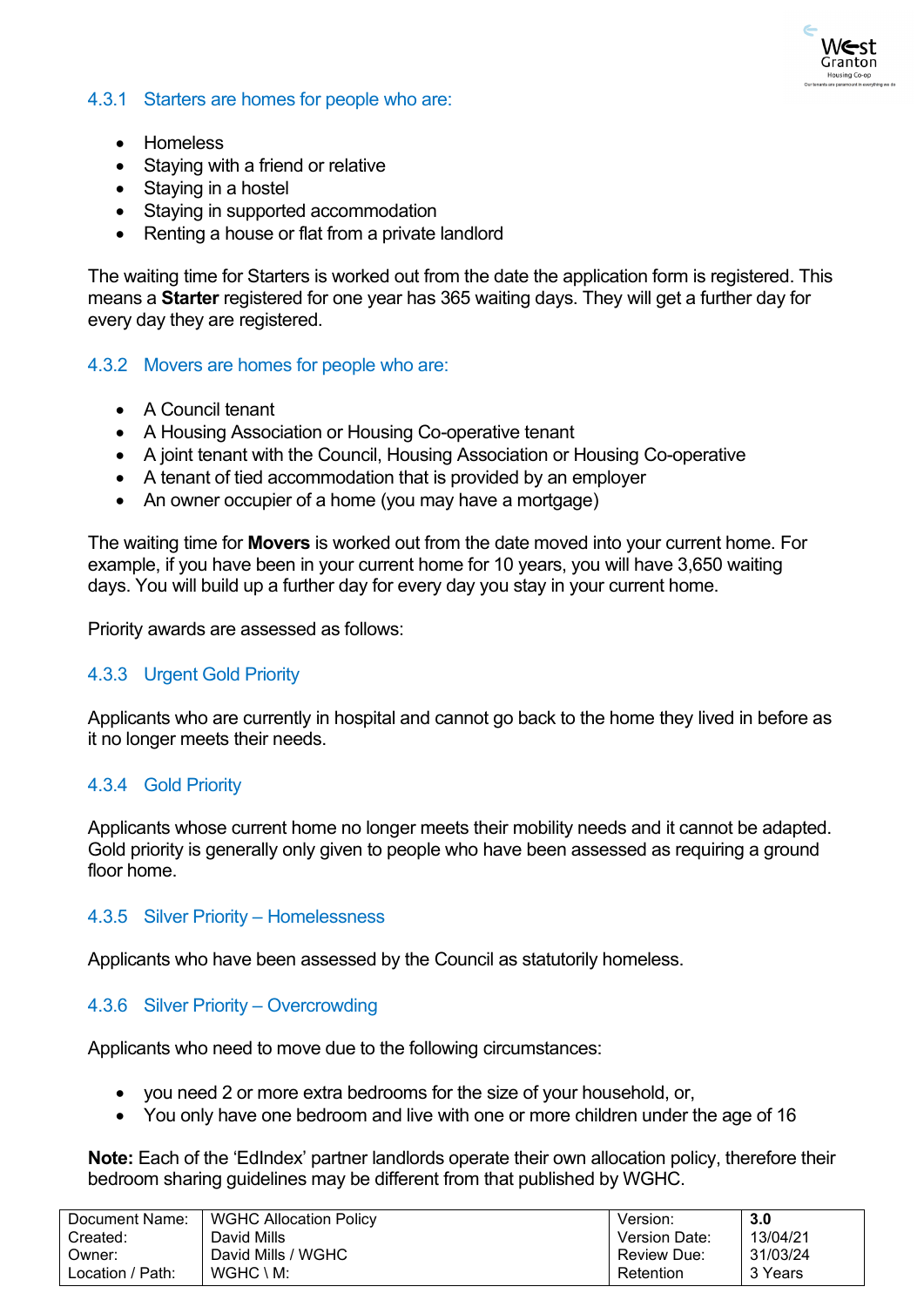### 4.3.1 Starters are homes for people who are:

- Homeless
- Staying with a friend or relative
- Staying in a hostel
- Staying in supported accommodation
- Renting a house or flat from a private landlord

The waiting time for Starters is worked out from the date the application form is registered. This means a **Starter** registered for one year has 365 waiting days. They will get a further day for every day they are registered.

### 4.3.2 Movers are homes for people who are:

- A Council tenant
- A Housing Association or Housing Co-operative tenant
- A joint tenant with the Council, Housing Association or Housing Co-operative
- A tenant of tied accommodation that is provided by an employer
- An owner occupier of a home (you may have a mortgage)

The waiting time for **Movers** is worked out from the date moved into your current home. For example, if you have been in your current home for 10 years, you will have 3,650 waiting days. You will build up a further day for every day you stay in your current home.

Priority awards are assessed as follows:

### 4.3.3 Urgent Gold Priority

Applicants who are currently in hospital and cannot go back to the home they lived in before as it no longer meets their needs.

### 4.3.4 Gold Priority

Applicants whose current home no longer meets their mobility needs and it cannot be adapted. Gold priority is generally only given to people who have been assessed as requiring a ground floor home.

### 4.3.5 Silver Priority – Homelessness

Applicants who have been assessed by the Council as statutorily homeless.

### 4.3.6 Silver Priority – Overcrowding

Applicants who need to move due to the following circumstances:

- you need 2 or more extra bedrooms for the size of your household, or,
- You only have one bedroom and live with one or more children under the age of 16

**Note:** Each of the 'EdIndex' partner landlords operate their own allocation policy, therefore their bedroom sharing guidelines may be different from that published by WGHC.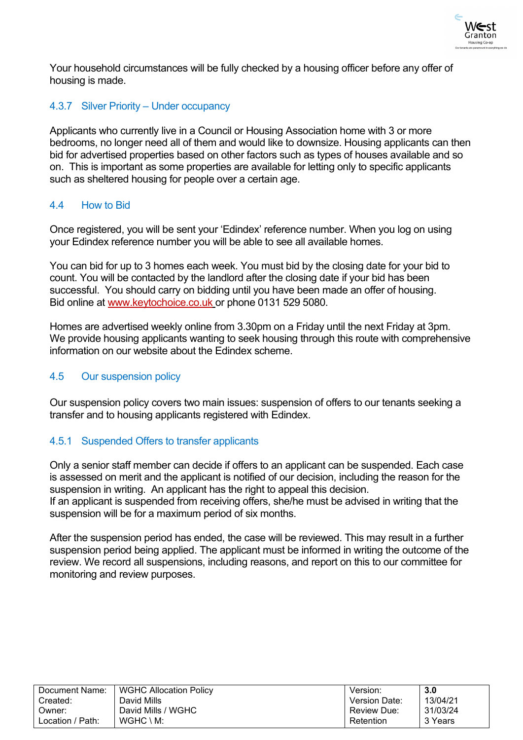Your household circumstances will be fully checked by a housing officer before any offer of housing is made.

### 4.3.7 Silver Priority – Under occupancy

Applicants who currently live in a Council or Housing Association home with 3 or more bedrooms, no longer need all of them and would like to downsize. Housing applicants can then bid for advertised properties based on other factors such as types of houses available and so on. This is important as some properties are available for letting only to specific applicants such as sheltered housing for people over a certain age.

## 4.4 How to Bid

Once registered, you will be sent your 'Edindex' reference number. When you log on using your Edindex reference number you will be able to see all available homes.

You can bid for up to 3 homes each week. You must bid by the closing date for your bid to count. You will be contacted by the landlord after the closing date if your bid has been successful. You should carry on bidding until you have been made an offer of housing. Bid online at www.keytochoice.co.uk or phone 0131 529 5080.

Homes are advertised weekly online from 3.30pm on a Friday until the next Friday at 3pm. We provide housing applicants wanting to seek housing through this route with comprehensive information on our website about the Edindex scheme.

## 4.5 Our suspension policy

Our suspension policy covers two main issues: suspension of offers to our tenants seeking a transfer and to housing applicants registered with Edindex.

### 4.5.1 Suspended Offers to transfer applicants

Only a senior staff member can decide if offers to an applicant can be suspended. Each case is assessed on merit and the applicant is notified of our decision, including the reason for the suspension in writing. An applicant has the right to appeal this decision.
If an applicant is suspended from receiving offers, she/he must be advised in writing that the suspension will be for a maximum period of six months.

After the suspension period has ended, the case will be reviewed. This may result in a further suspension period being applied. The applicant must be informed in writing the outcome of the review. We record all suspensions, including reasons, and report on this to our committee for monitoring and review purposes.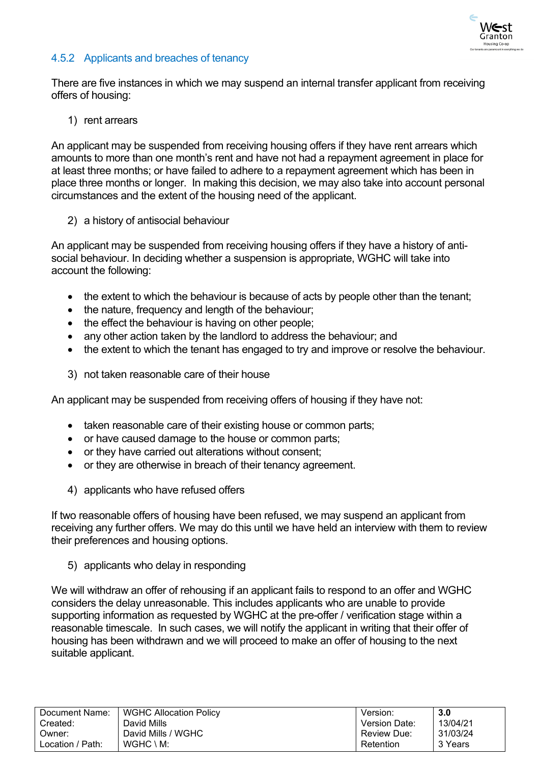### 4.5.2 Applicants and breaches of tenancy

There are five instances in which we may suspend an internal transfer applicant from receiving offers of housing:

1) rent arrears

An applicant may be suspended from receiving housing offers if they have rent arrears which amounts to more than one month's rent and have not had a repayment agreement in place for at least three months; or have failed to adhere to a repayment agreement which has been in place three months or longer. In making this decision, we may also take into account personal circumstances and the extent of the housing need of the applicant.

2) a history of antisocial behaviour

An applicant may be suspended from receiving housing offers if they have a history of anti-social behaviour. In deciding whether a suspension is appropriate, WGHC will take into account the following:

- the extent to which the behaviour is because of acts by people other than the tenant;
- the nature, frequency and length of the behaviour;
- the effect the behaviour is having on other people;
- any other action taken by the landlord to address the behaviour; and
- the extent to which the tenant has engaged to try and improve or resolve the behaviour.

3) not taken reasonable care of their house

An applicant may be suspended from receiving offers of housing if they have not:

- taken reasonable care of their existing house or common parts;
- or have caused damage to the house or common parts;
- or they have carried out alterations without consent;
- or they are otherwise in breach of their tenancy agreement.

4) applicants who have refused offers

If two reasonable offers of housing have been refused, we may suspend an applicant from receiving any further offers. We may do this until we have held an interview with them to review their preferences and housing options.

5) applicants who delay in responding

We will withdraw an offer of rehousing if an applicant fails to respond to an offer and WGHC considers the delay unreasonable. This includes applicants who are unable to provide supporting information as requested by WGHC at the pre-offer / verification stage within a reasonable timescale. In such cases, we will notify the applicant in writing that their offer of housing has been withdrawn and we will proceed to make an offer of housing to the next suitable applicant.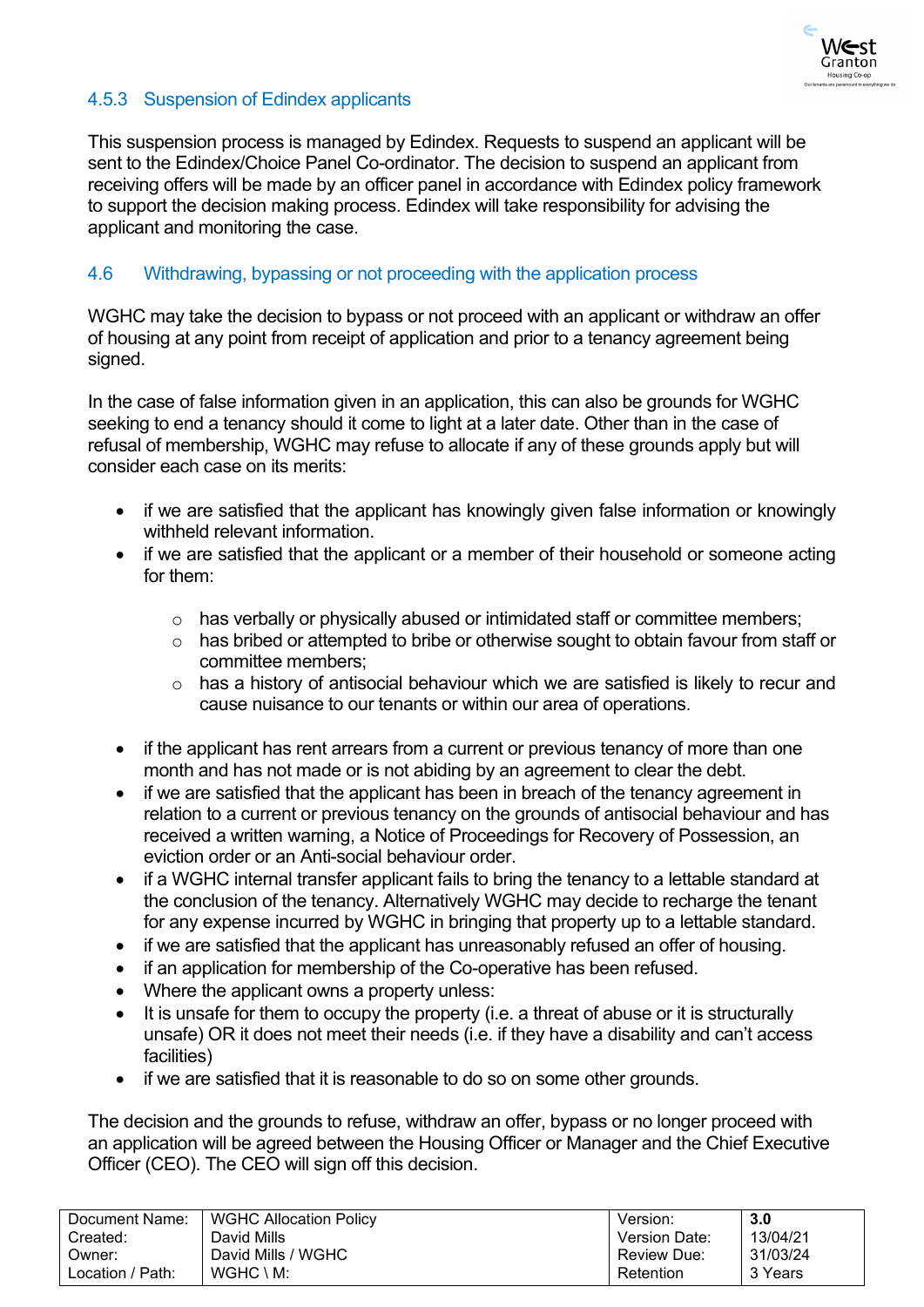### 4.5.3 Suspension of Edindex applicants

This suspension process is managed by Edindex. Requests to suspend an applicant will be sent to the Edindex/Choice Panel Co-ordinator. The decision to suspend an applicant from receiving offers will be made by an officer panel in accordance with Edindex policy framework to support the decision making process. Edindex will take responsibility for advising the applicant and monitoring the case.

## 4.6 Withdrawing, bypassing or not proceeding with the application process

WGHC may take the decision to bypass or not proceed with an applicant or withdraw an offer of housing at any point from receipt of application and prior to a tenancy agreement being signed.

In the case of false information given in an application, this can also be grounds for WGHC seeking to end a tenancy should it come to light at a later date. Other than in the case of refusal of membership, WGHC may refuse to allocate if any of these grounds apply but will consider each case on its merits:

- if we are satisfied that the applicant has knowingly given false information or knowingly withheld relevant information.
- if we are satisfied that the applicant or a member of their household or someone acting for them:
    - has verbally or physically abused or intimidated staff or committee members;
    - has bribed or attempted to bribe or otherwise sought to obtain favour from staff or committee members;
    - has a history of antisocial behaviour which we are satisfied is likely to recur and cause nuisance to our tenants or within our area of operations.
- if the applicant has rent arrears from a current or previous tenancy of more than one month and has not made or is not abiding by an agreement to clear the debt.
- if we are satisfied that the applicant has been in breach of the tenancy agreement in relation to a current or previous tenancy on the grounds of antisocial behaviour and has received a written warning, a Notice of Proceedings for Recovery of Possession, an eviction order or an Anti-social behaviour order.
- if a WGHC internal transfer applicant fails to bring the tenancy to a lettable standard at the conclusion of the tenancy. Alternatively WGHC may decide to recharge the tenant for any expense incurred by WGHC in bringing that property up to a lettable standard.
- if we are satisfied that the applicant has unreasonably refused an offer of housing.
- if an application for membership of the Co-operative has been refused.
- Where the applicant owns a property unless:
- It is unsafe for them to occupy the property (i.e. a threat of abuse or it is structurally unsafe) OR it does not meet their needs (i.e. if they have a disability and can't access facilities)
- if we are satisfied that it is reasonable to do so on some other grounds.

The decision and the grounds to refuse, withdraw an offer, bypass or no longer proceed with an application will be agreed between the Housing Officer or Manager and the Chief Executive Officer (CEO). The CEO will sign off this decision.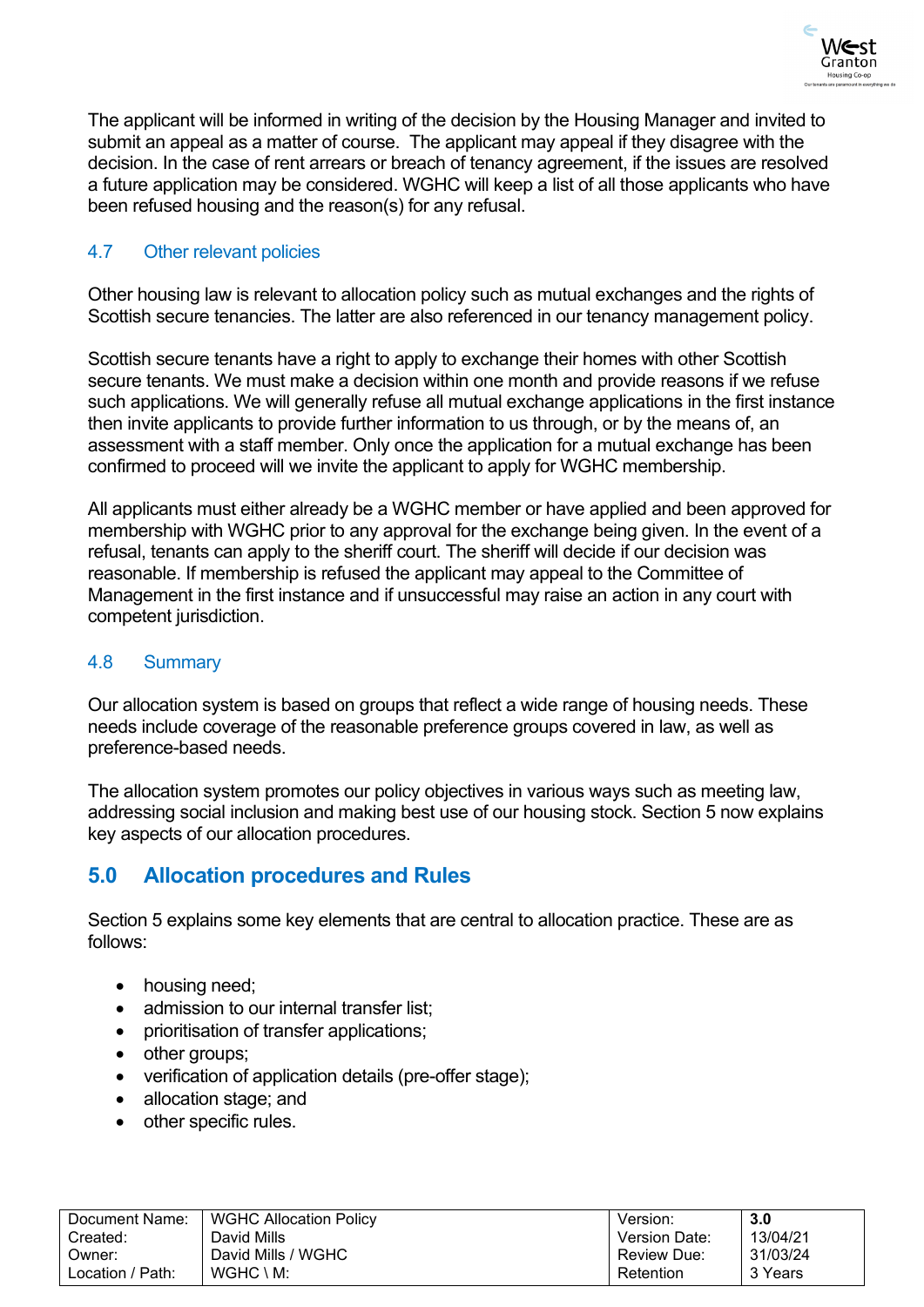The applicant will be informed in writing of the decision by the Housing Manager and invited to submit an appeal as a matter of course. The applicant may appeal if they disagree with the decision. In the case of rent arrears or breach of tenancy agreement, if the issues are resolved a future application may be considered. WGHC will keep a list of all those applicants who have been refused housing and the reason(s) for any refusal.

### 4.7 Other relevant policies

Other housing law is relevant to allocation policy such as mutual exchanges and the rights of Scottish secure tenancies. The latter are also referenced in our tenancy management policy.

Scottish secure tenants have a right to apply to exchange their homes with other Scottish secure tenants. We must make a decision within one month and provide reasons if we refuse such applications. We will generally refuse all mutual exchange applications in the first instance then invite applicants to provide further information to us through, or by the means of, an assessment with a staff member. Only once the application for a mutual exchange has been confirmed to proceed will we invite the applicant to apply for WGHC membership.

All applicants must either already be a WGHC member or have applied and been approved for membership with WGHC prior to any approval for the exchange being given. In the event of a refusal, tenants can apply to the sheriff court. The sheriff will decide if our decision was reasonable. If membership is refused the applicant may appeal to the Committee of Management in the first instance and if unsuccessful may raise an action in any court with competent jurisdiction.

### 4.8 Summary

Our allocation system is based on groups that reflect a wide range of housing needs. These needs include coverage of the reasonable preference groups covered in law, as well as preference-based needs.

The allocation system promotes our policy objectives in various ways such as meeting law, addressing social inclusion and making best use of our housing stock. Section 5 now explains key aspects of our allocation procedures.

## 5.0 Allocation procedures and Rules

Section 5 explains some key elements that are central to allocation practice. These are as follows:

- housing need;
- admission to our internal transfer list;
- prioritisation of transfer applications;
- other groups;
- verification of application details (pre-offer stage);
- allocation stage; and
- other specific rules.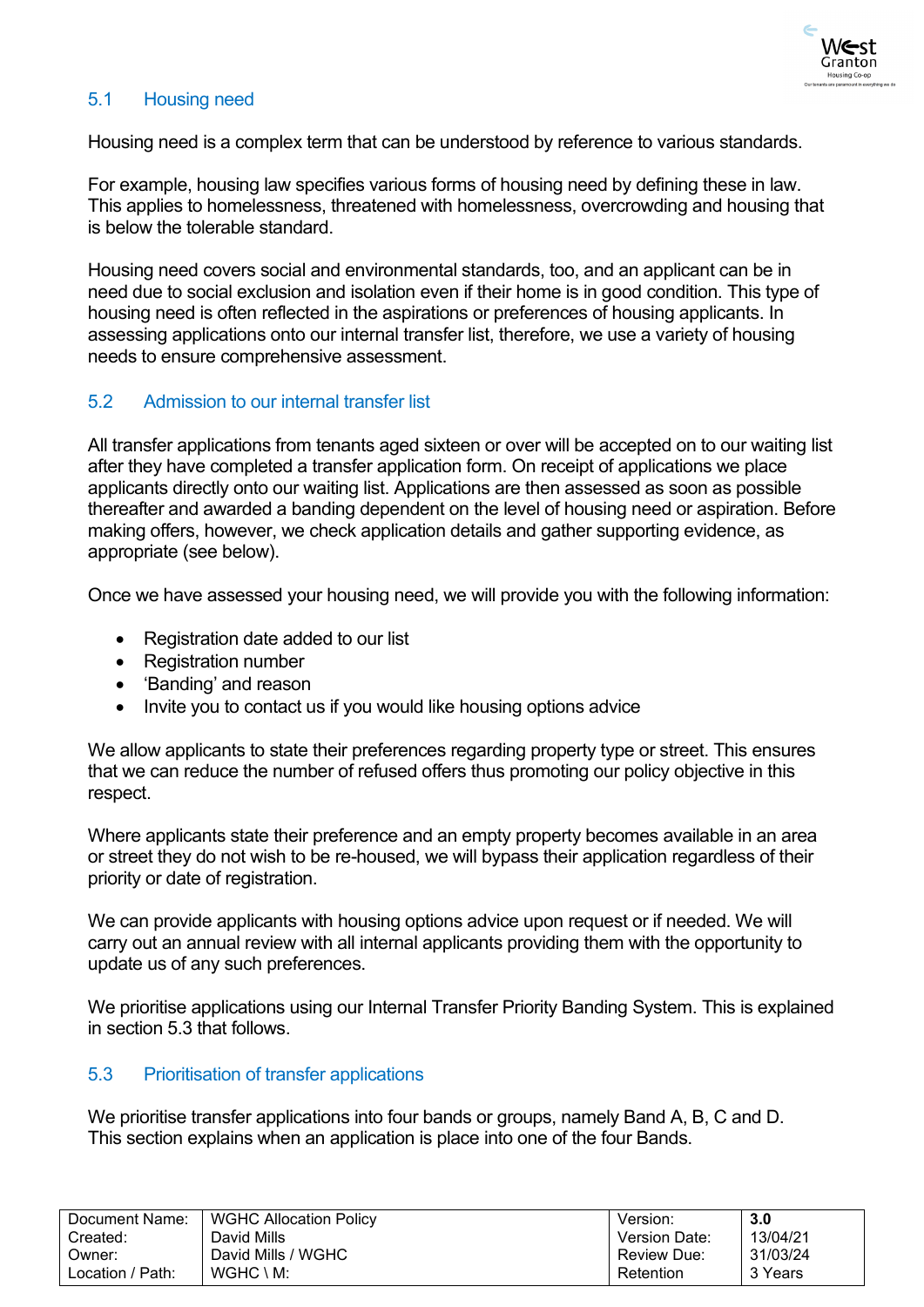## 5.1 Housing need

Housing need is a complex term that can be understood by reference to various standards.

For example, housing law specifies various forms of housing need by defining these in law. This applies to homelessness, threatened with homelessness, overcrowding and housing that is below the tolerable standard.

Housing need covers social and environmental standards, too, and an applicant can be in need due to social exclusion and isolation even if their home is in good condition. This type of housing need is often reflected in the aspirations or preferences of housing applicants. In assessing applications onto our internal transfer list, therefore, we use a variety of housing needs to ensure comprehensive assessment.

## 5.2 Admission to our internal transfer list

All transfer applications from tenants aged sixteen or over will be accepted on to our waiting list after they have completed a transfer application form. On receipt of applications we place applicants directly onto our waiting list. Applications are then assessed as soon as possible thereafter and awarded a banding dependent on the level of housing need or aspiration. Before making offers, however, we check application details and gather supporting evidence, as appropriate (see below).

Once we have assessed your housing need, we will provide you with the following information:

- Registration date added to our list
- Registration number
- 'Banding' and reason
- Invite you to contact us if you would like housing options advice

We allow applicants to state their preferences regarding property type or street. This ensures that we can reduce the number of refused offers thus promoting our policy objective in this respect.

Where applicants state their preference and an empty property becomes available in an area or street they do not wish to be re-housed, we will bypass their application regardless of their priority or date of registration.

We can provide applicants with housing options advice upon request or if needed. We will carry out an annual review with all internal applicants providing them with the opportunity to update us of any such preferences.

We prioritise applications using our Internal Transfer Priority Banding System. This is explained in section 5.3 that follows.

## 5.3 Prioritisation of transfer applications

We prioritise transfer applications into four bands or groups, namely Band A, B, C and D. This section explains when an application is place into one of the four Bands.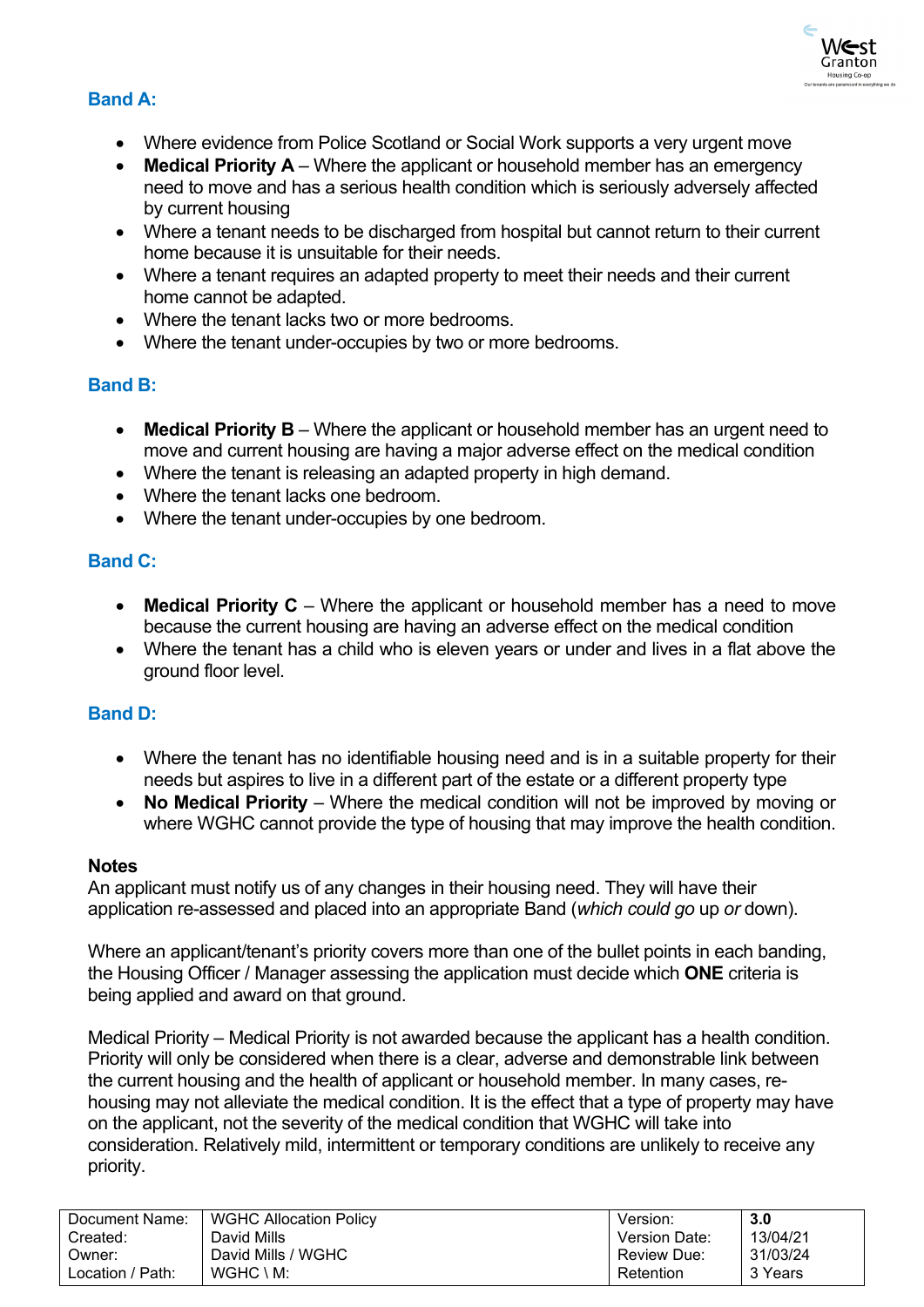### Band A:

- Where evidence from Police Scotland or Social Work supports a very urgent move
- **Medical Priority A** – Where the applicant or household member has an emergency need to move and has a serious health condition which is seriously adversely affected by current housing
- Where a tenant needs to be discharged from hospital but cannot return to their current home because it is unsuitable for their needs.
- Where a tenant requires an adapted property to meet their needs and their current home cannot be adapted.
- Where the tenant lacks two or more bedrooms.
- Where the tenant under-occupies by two or more bedrooms.

### Band B:

- **Medical Priority B** – Where the applicant or household member has an urgent need to move and current housing are having a major adverse effect on the medical condition
- Where the tenant is releasing an adapted property in high demand.
- Where the tenant lacks one bedroom.
- Where the tenant under-occupies by one bedroom.

### Band C:

- **Medical Priority C** – Where the applicant or household member has a need to move because the current housing are having an adverse effect on the medical condition
- Where the tenant has a child who is eleven years or under and lives in a flat above the ground floor level.

### Band D:

- Where the tenant has no identifiable housing need and is in a suitable property for their needs but aspires to live in a different part of the estate or a different property type
- **No Medical Priority** – Where the medical condition will not be improved by moving or where WGHC cannot provide the type of housing that may improve the health condition.

**Notes**

An applicant must notify us of any changes in their housing need. They will have their application re-assessed and placed into an appropriate Band (*which could go* up *or* down).

Where an applicant/tenant's priority covers more than one of the bullet points in each banding, the Housing Officer / Manager assessing the application must decide which **ONE** criteria is being applied and award on that ground.

Medical Priority – Medical Priority is not awarded because the applicant has a health condition. Priority will only be considered when there is a clear, adverse and demonstrable link between the current housing and the health of applicant or household member. In many cases, re-housing may not alleviate the medical condition. It is the effect that a type of property may have on the applicant, not the severity of the medical condition that WGHC will take into consideration. Relatively mild, intermittent or temporary conditions are unlikely to receive any priority.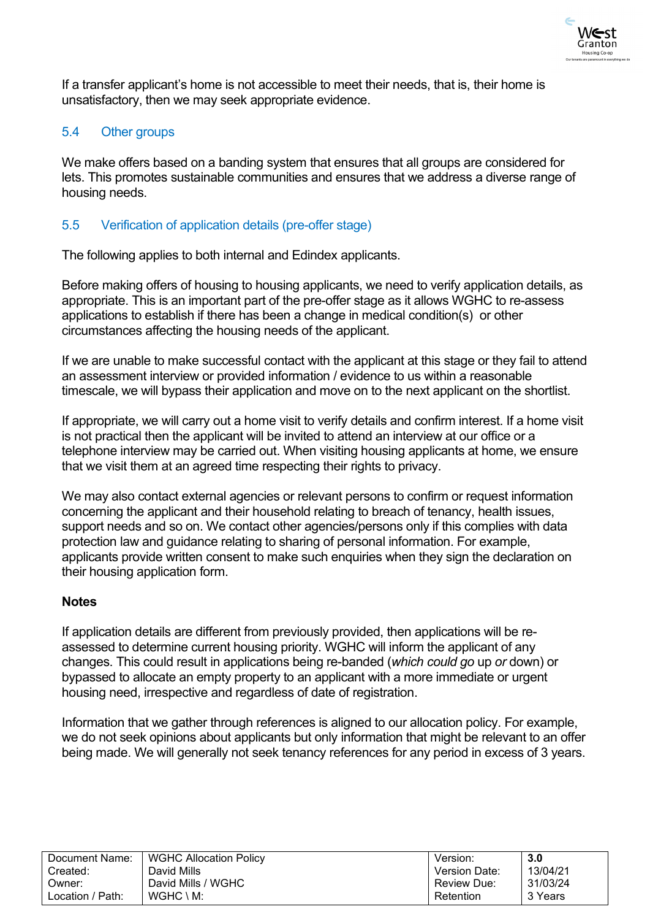If a transfer applicant's home is not accessible to meet their needs, that is, their home is unsatisfactory, then we may seek appropriate evidence.

### 5.4 Other groups

We make offers based on a banding system that ensures that all groups are considered for lets. This promotes sustainable communities and ensures that we address a diverse range of housing needs.

### 5.5 Verification of application details (pre-offer stage)

The following applies to both internal and Edindex applicants.

Before making offers of housing to housing applicants, we need to verify application details, as appropriate. This is an important part of the pre-offer stage as it allows WGHC to re-assess applications to establish if there has been a change in medical condition(s) or other circumstances affecting the housing needs of the applicant.

If we are unable to make successful contact with the applicant at this stage or they fail to attend an assessment interview or provided information / evidence to us within a reasonable timescale, we will bypass their application and move on to the next applicant on the shortlist.

If appropriate, we will carry out a home visit to verify details and confirm interest. If a home visit is not practical then the applicant will be invited to attend an interview at our office or a telephone interview may be carried out. When visiting housing applicants at home, we ensure that we visit them at an agreed time respecting their rights to privacy.

We may also contact external agencies or relevant persons to confirm or request information concerning the applicant and their household relating to breach of tenancy, health issues, support needs and so on. We contact other agencies/persons only if this complies with data protection law and guidance relating to sharing of personal information. For example, applicants provide written consent to make such enquiries when they sign the declaration on their housing application form.

**Notes**

If application details are different from previously provided, then applications will be re-assessed to determine current housing priority. WGHC will inform the applicant of any changes. This could result in applications being re-banded (*which could go* up *or* down) or bypassed to allocate an empty property to an applicant with a more immediate or urgent housing need, irrespective and regardless of date of registration.

Information that we gather through references is aligned to our allocation policy. For example, we do not seek opinions about applicants but only information that might be relevant to an offer being made. We will generally not seek tenancy references for any period in excess of 3 years.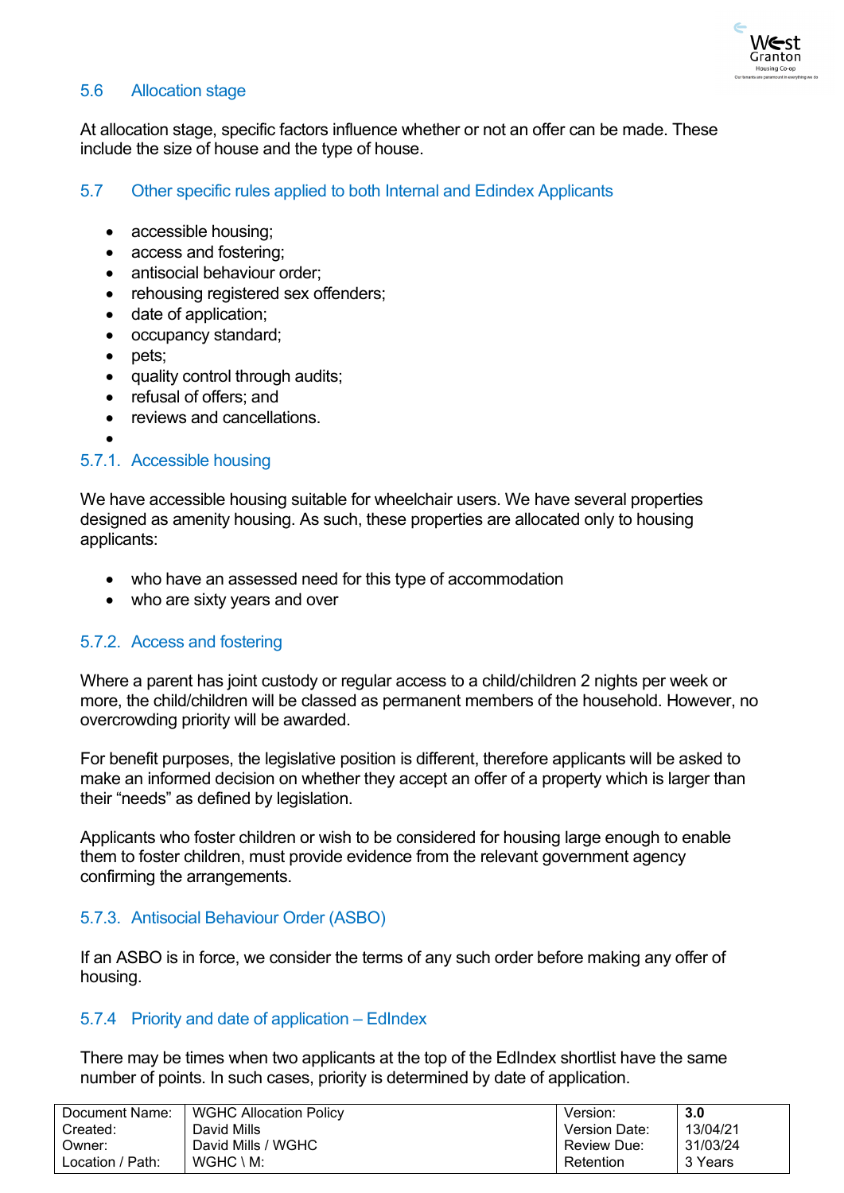### 5.6 Allocation stage

At allocation stage, specific factors influence whether or not an offer can be made. These include the size of house and the type of house.

### 5.7 Other specific rules applied to both Internal and Edindex Applicants

- accessible housing;
- access and fostering;
- antisocial behaviour order;
- rehousing registered sex offenders;
- date of application;
- occupancy standard;
- pets;
- quality control through audits;
- refusal of offers; and
- reviews and cancellations.

#### 5.7.1. Accessible housing

We have accessible housing suitable for wheelchair users. We have several properties designed as amenity housing. As such, these properties are allocated only to housing applicants:

- who have an assessed need for this type of accommodation
- who are sixty years and over

#### 5.7.2. Access and fostering

Where a parent has joint custody or regular access to a child/children 2 nights per week or more, the child/children will be classed as permanent members of the household. However, no overcrowding priority will be awarded.

For benefit purposes, the legislative position is different, therefore applicants will be asked to make an informed decision on whether they accept an offer of a property which is larger than their "needs" as defined by legislation.

Applicants who foster children or wish to be considered for housing large enough to enable them to foster children, must provide evidence from the relevant government agency confirming the arrangements.

#### 5.7.3. Antisocial Behaviour Order (ASBO)

If an ASBO is in force, we consider the terms of any such order before making any offer of housing.

#### 5.7.4 Priority and date of application – EdIndex

There may be times when two applicants at the top of the EdIndex shortlist have the same number of points. In such cases, priority is determined by date of application.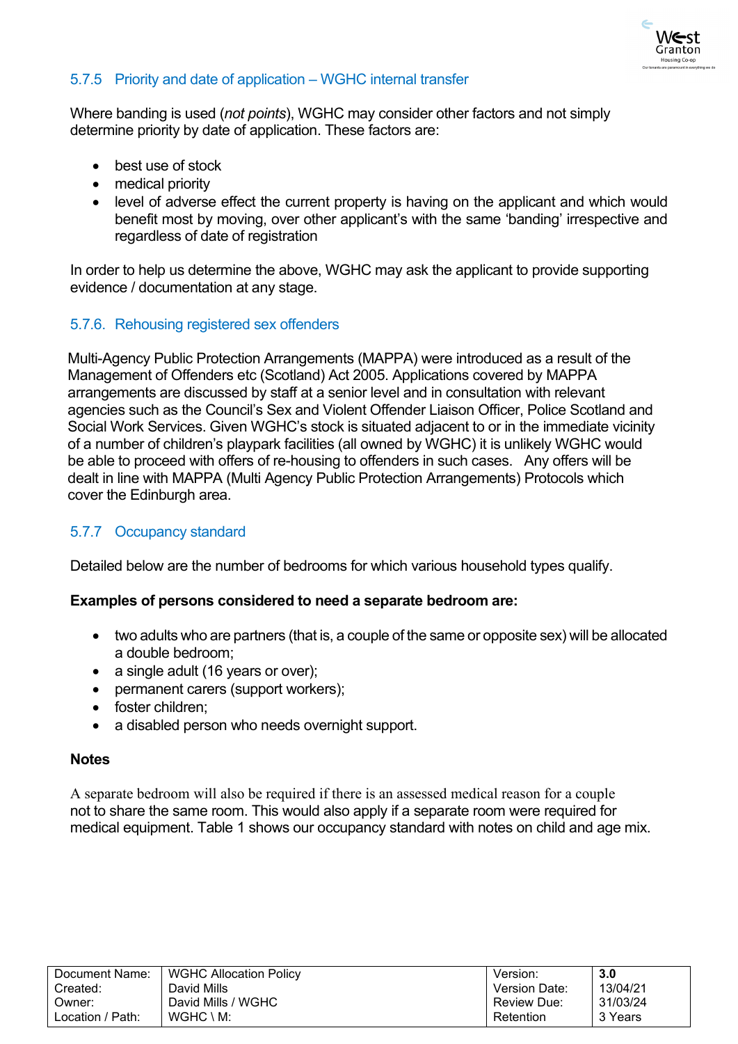### 5.7.5 Priority and date of application – WGHC internal transfer

Where banding is used (*not points*), WGHC may consider other factors and not simply determine priority by date of application. These factors are:

- best use of stock
- medical priority
- level of adverse effect the current property is having on the applicant and which would benefit most by moving, over other applicant's with the same 'banding' irrespective and regardless of date of registration

In order to help us determine the above, WGHC may ask the applicant to provide supporting evidence / documentation at any stage.

### 5.7.6. Rehousing registered sex offenders

Multi-Agency Public Protection Arrangements (MAPPA) were introduced as a result of the Management of Offenders etc (Scotland) Act 2005. Applications covered by MAPPA arrangements are discussed by staff at a senior level and in consultation with relevant agencies such as the Council's Sex and Violent Offender Liaison Officer, Police Scotland and Social Work Services. Given WGHC's stock is situated adjacent to or in the immediate vicinity of a number of children's playpark facilities (all owned by WGHC) it is unlikely WGHC would be able to proceed with offers of re-housing to offenders in such cases. Any offers will be dealt in line with MAPPA (Multi Agency Public Protection Arrangements) Protocols which cover the Edinburgh area.

### 5.7.7 Occupancy standard

Detailed below are the number of bedrooms for which various household types qualify.

**Examples of persons considered to need a separate bedroom are:**

- two adults who are partners (that is, a couple of the same or opposite sex) will be allocated a double bedroom;
- a single adult (16 years or over);
- permanent carers (support workers);
- foster children;
- a disabled person who needs overnight support.

**Notes**

A separate bedroom will also be required if there is an assessed medical reason for a couple not to share the same room. This would also apply if a separate room were required for medical equipment. Table 1 shows our occupancy standard with notes on child and age mix.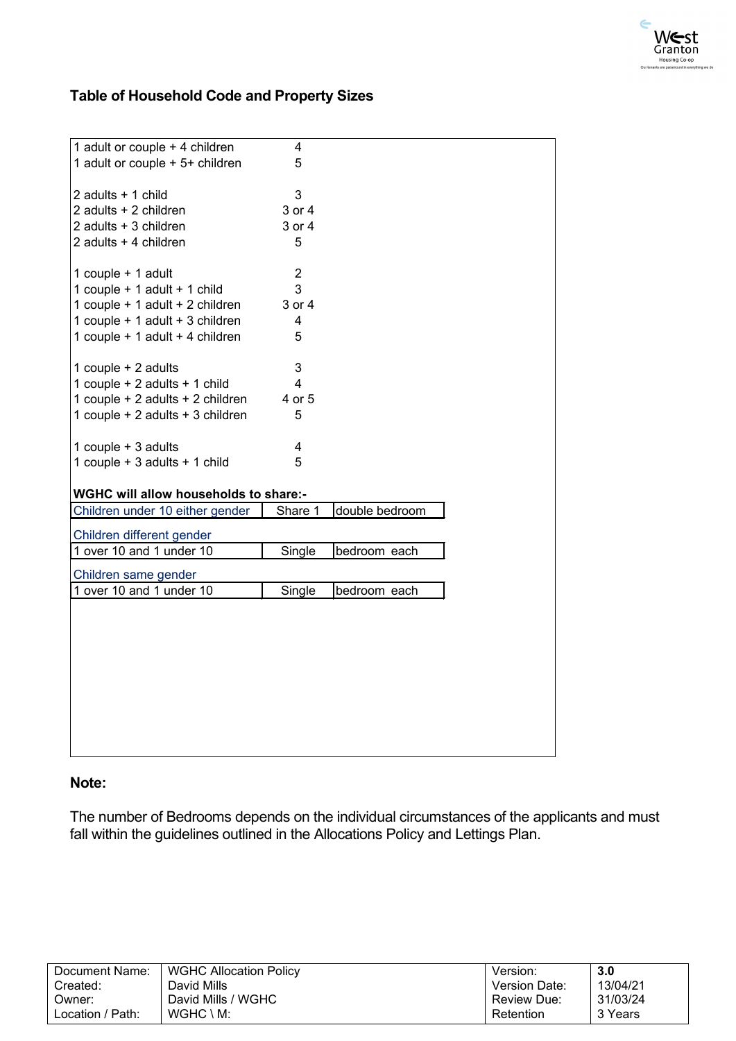### Table of Household Code and Property Sizes

| Household | Property Size |
|---|---|
| 1 adult or couple + 4 children | 4 |
| 1 adult or couple + 5+ children | 5 |
| | |
| 2 adults + 1 child | 3 |
| 2 adults + 2 children | 3 or 4 |
| 2 adults + 3 children | 3 or 4 |
| 2 adults + 4 children | 5 |
| | |
| 1 couple + 1 adult | 2 |
| 1 couple + 1 adult + 1 child | 3 |
| 1 couple + 1 adult + 2 children | 3 or 4 |
| 1 couple + 1 adult + 3 children | 4 |
| 1 couple + 1 adult + 4 children | 5 |
| | |
| 1 couple + 2 adults | 3 |
| 1 couple + 2 adults + 1 child | 4 |
| 1 couple + 2 adults + 2 children | 4 or 5 |
| 1 couple + 2 adults + 3 children | 5 |
| | |
| 1 couple + 3 adults | 4 |
| 1 couple + 3 adults + 1 child | 5 |

**WGHC will allow households to share:-**

| Children under 10 either gender | Share 1 | double bedroom |
|---|---|---|

Children different gender

| 1 over 10 and 1 under 10 | Single | bedroom each |
|---|---|---|

Children same gender

| 1 over 10 and 1 under 10 | Single | bedroom each |
|---|---|---|

**Note:**

The number of Bedrooms depends on the individual circumstances of the applicants and must fall within the guidelines outlined in the Allocations Policy and Lettings Plan.

| Document Name: | WGHC Allocation Policy | Version: | **3.0** |
|---|---|---|---|
| Created: | David Mills | Version Date: | 13/04/21 |
| Owner: | David Mills / WGHC | Review Due: | 31/03/24 |
| Location / Path: | WGHC \ M: | Retention | 3 Years |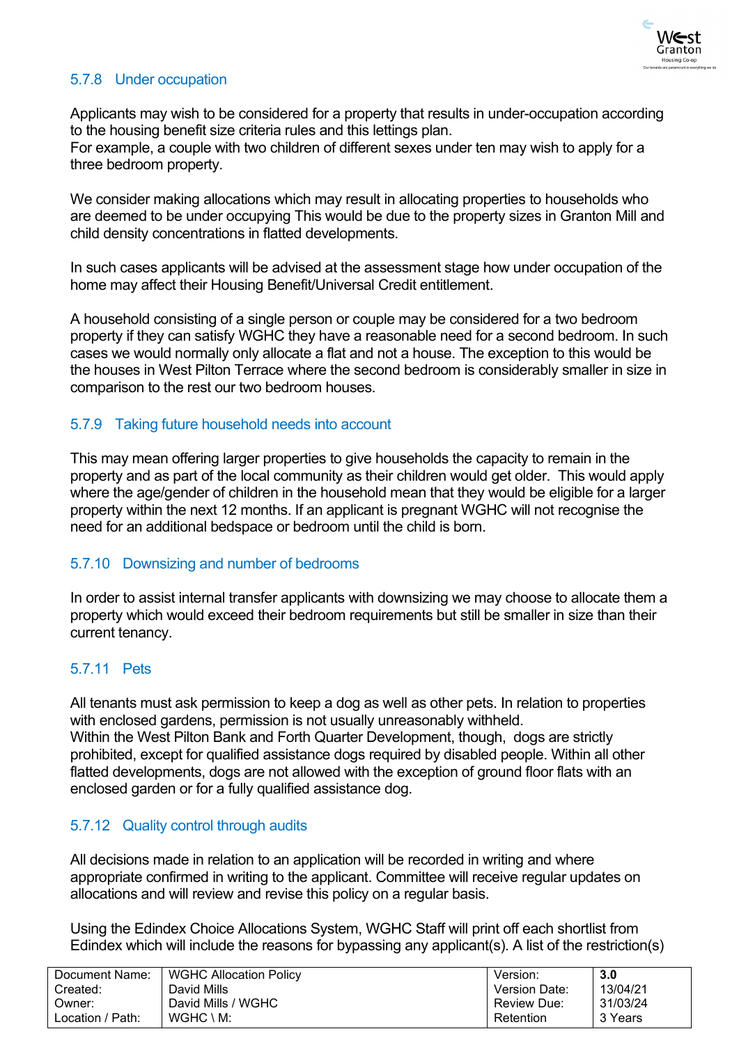### 5.7.8 Under occupation

Applicants may wish to be considered for a property that results in under-occupation according to the housing benefit size criteria rules and this lettings plan.
For example, a couple with two children of different sexes under ten may wish to apply for a three bedroom property.

We consider making allocations which may result in allocating properties to households who are deemed to be under occupying This would be due to the property sizes in Granton Mill and child density concentrations in flatted developments.

In such cases applicants will be advised at the assessment stage how under occupation of the home may affect their Housing Benefit/Universal Credit entitlement.

A household consisting of a single person or couple may be considered for a two bedroom property if they can satisfy WGHC they have a reasonable need for a second bedroom. In such cases we would normally only allocate a flat and not a house. The exception to this would be the houses in West Pilton Terrace where the second bedroom is considerably smaller in size in comparison to the rest our two bedroom houses.

### 5.7.9 Taking future household needs into account

This may mean offering larger properties to give households the capacity to remain in the property and as part of the local community as their children would get older. This would apply where the age/gender of children in the household mean that they would be eligible for a larger property within the next 12 months. If an applicant is pregnant WGHC will not recognise the need for an additional bedspace or bedroom until the child is born.

### 5.7.10 Downsizing and number of bedrooms

In order to assist internal transfer applicants with downsizing we may choose to allocate them a property which would exceed their bedroom requirements but still be smaller in size than their current tenancy.

### 5.7.11 Pets

All tenants must ask permission to keep a dog as well as other pets. In relation to properties with enclosed gardens, permission is not usually unreasonably withheld.
Within the West Pilton Bank and Forth Quarter Development, though, dogs are strictly prohibited, except for qualified assistance dogs required by disabled people. Within all other flatted developments, dogs are not allowed with the exception of ground floor flats with an enclosed garden or for a fully qualified assistance dog.

### 5.7.12 Quality control through audits

All decisions made in relation to an application will be recorded in writing and where appropriate confirmed in writing to the applicant. Committee will receive regular updates on allocations and will review and revise this policy on a regular basis.

Using the Edindex Choice Allocations System, WGHC Staff will print off each shortlist from Edindex which will include the reasons for bypassing any applicant(s). A list of the restriction(s)

| Document Name: | WGHC Allocation Policy | Version: | **3.0** |
|---|---|---|---|
| Created: | David Mills | Version Date: | 13/04/21 |
| Owner: | David Mills / WGHC | Review Due: | 31/03/24 |
| Location / Path: | WGHC \ M: | Retention | 3 Years |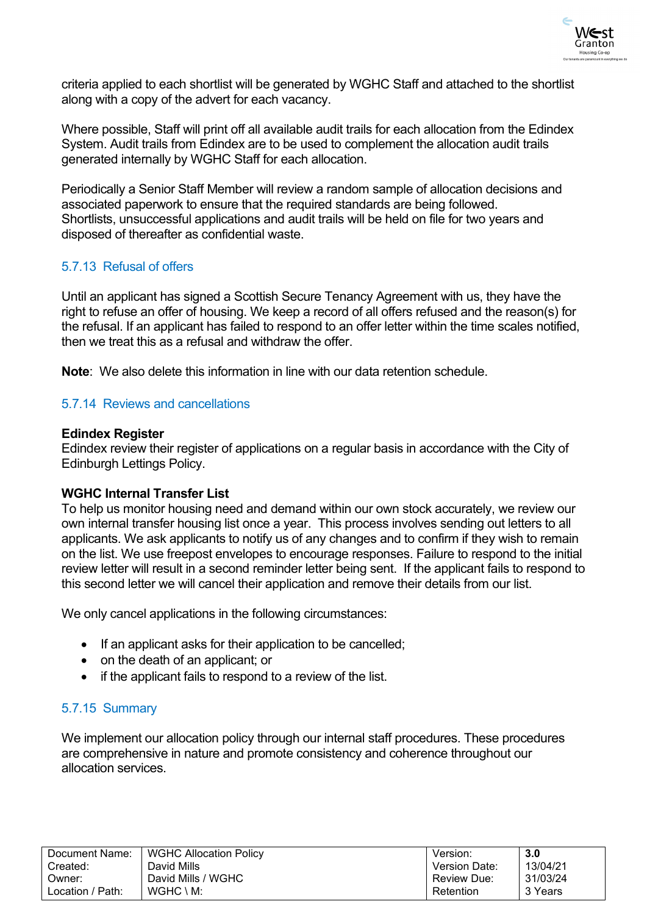criteria applied to each shortlist will be generated by WGHC Staff and attached to the shortlist along with a copy of the advert for each vacancy.

Where possible, Staff will print off all available audit trails for each allocation from the Edindex System. Audit trails from Edindex are to be used to complement the allocation audit trails generated internally by WGHC Staff for each allocation.

Periodically a Senior Staff Member will review a random sample of allocation decisions and associated paperwork to ensure that the required standards are being followed.
Shortlists, unsuccessful applications and audit trails will be held on file for two years and disposed of thereafter as confidential waste.

### 5.7.13 Refusal of offers

Until an applicant has signed a Scottish Secure Tenancy Agreement with us, they have the right to refuse an offer of housing. We keep a record of all offers refused and the reason(s) for the refusal. If an applicant has failed to respond to an offer letter within the time scales notified, then we treat this as a refusal and withdraw the offer.

**Note**: We also delete this information in line with our data retention schedule.

### 5.7.14 Reviews and cancellations

**Edindex Register**
Edindex review their register of applications on a regular basis in accordance with the City of Edinburgh Lettings Policy.

**WGHC Internal Transfer List**
To help us monitor housing need and demand within our own stock accurately, we review our own internal transfer housing list once a year. This process involves sending out letters to all applicants. We ask applicants to notify us of any changes and to confirm if they wish to remain on the list. We use freepost envelopes to encourage responses. Failure to respond to the initial review letter will result in a second reminder letter being sent. If the applicant fails to respond to this second letter we will cancel their application and remove their details from our list.

We only cancel applications in the following circumstances:

- If an applicant asks for their application to be cancelled;
- on the death of an applicant; or
- if the applicant fails to respond to a review of the list.

### 5.7.15 Summary

We implement our allocation policy through our internal staff procedures. These procedures are comprehensive in nature and promote consistency and coherence throughout our allocation services.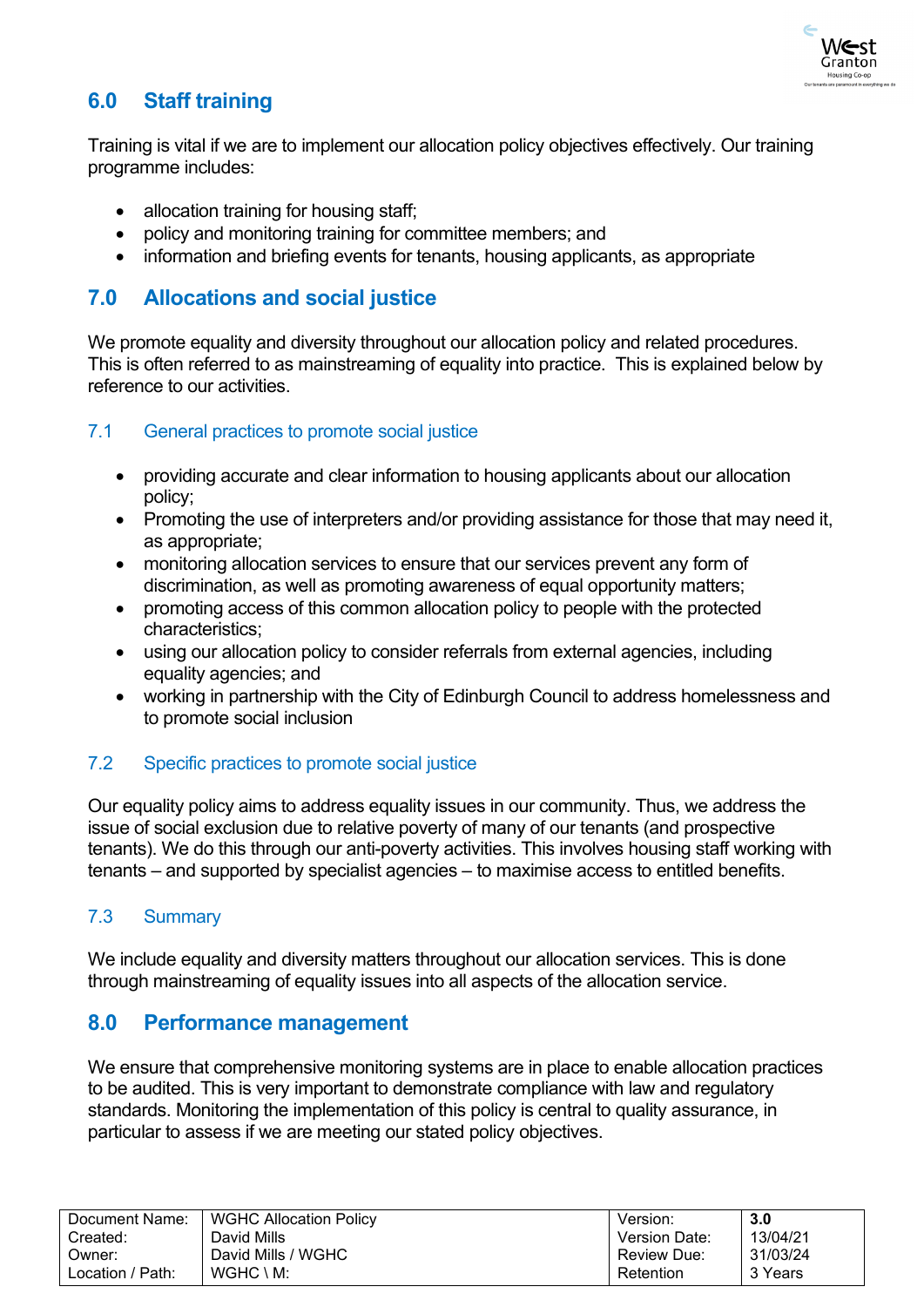## 6.0 Staff training

Training is vital if we are to implement our allocation policy objectives effectively. Our training programme includes:

- allocation training for housing staff;
- policy and monitoring training for committee members; and
- information and briefing events for tenants, housing applicants, as appropriate

## 7.0 Allocations and social justice

We promote equality and diversity throughout our allocation policy and related procedures. This is often referred to as mainstreaming of equality into practice. This is explained below by reference to our activities.

### 7.1 General practices to promote social justice

- providing accurate and clear information to housing applicants about our allocation policy;
- Promoting the use of interpreters and/or providing assistance for those that may need it, as appropriate;
- monitoring allocation services to ensure that our services prevent any form of discrimination, as well as promoting awareness of equal opportunity matters;
- promoting access of this common allocation policy to people with the protected characteristics;
- using our allocation policy to consider referrals from external agencies, including equality agencies; and
- working in partnership with the City of Edinburgh Council to address homelessness and to promote social inclusion

### 7.2 Specific practices to promote social justice

Our equality policy aims to address equality issues in our community. Thus, we address the issue of social exclusion due to relative poverty of many of our tenants (and prospective tenants). We do this through our anti-poverty activities. This involves housing staff working with tenants – and supported by specialist agencies – to maximise access to entitled benefits.

### 7.3 Summary

We include equality and diversity matters throughout our allocation services. This is done through mainstreaming of equality issues into all aspects of the allocation service.

## 8.0 Performance management

We ensure that comprehensive monitoring systems are in place to enable allocation practices to be audited. This is very important to demonstrate compliance with law and regulatory standards. Monitoring the implementation of this policy is central to quality assurance, in particular to assess if we are meeting our stated policy objectives.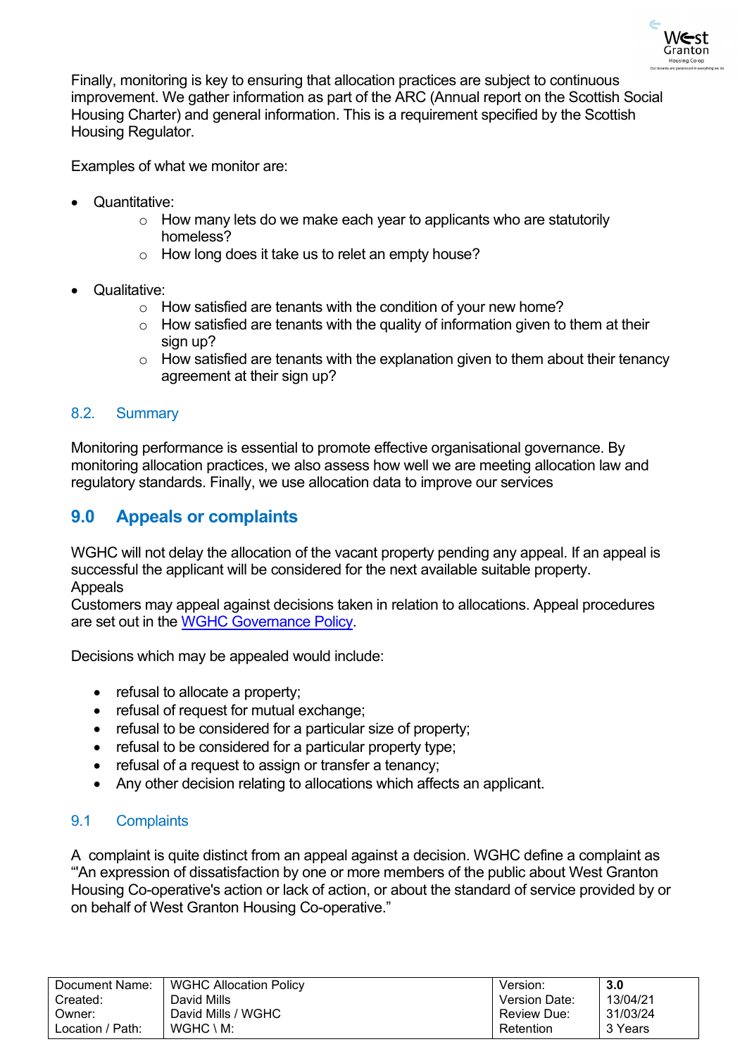Finally, monitoring is key to ensuring that allocation practices are subject to continuous improvement. We gather information as part of the ARC (Annual report on the Scottish Social Housing Charter) and general information. This is a requirement specified by the Scottish Housing Regulator.

Examples of what we monitor are:

- Quantitative:
  - How many lets do we make each year to applicants who are statutorily homeless?
  - How long does it take us to relet an empty house?

- Qualitative:
  - How satisfied are tenants with the condition of your new home?
  - How satisfied are tenants with the quality of information given to them at their sign up?
  - How satisfied are tenants with the explanation given to them about their tenancy agreement at their sign up?

### 8.2. Summary

Monitoring performance is essential to promote effective organisational governance. By monitoring allocation practices, we also assess how well we are meeting allocation law and regulatory standards. Finally, we use allocation data to improve our services

## 9.0 Appeals or complaints

WGHC will not delay the allocation of the vacant property pending any appeal. If an appeal is successful the applicant will be considered for the next available suitable property.
Appeals
Customers may appeal against decisions taken in relation to allocations. Appeal procedures are set out in the WGHC Governance Policy.

Decisions which may be appealed would include:

- refusal to allocate a property;
- refusal of request for mutual exchange;
- refusal to be considered for a particular size of property;
- refusal to be considered for a particular property type;
- refusal of a request to assign or transfer a tenancy;
- Any other decision relating to allocations which affects an applicant.

### 9.1 Complaints

A complaint is quite distinct from an appeal against a decision. WGHC define a complaint as "'An expression of dissatisfaction by one or more members of the public about West Granton Housing Co-operative's action or lack of action, or about the standard of service provided by or on behalf of West Granton Housing Co-operative."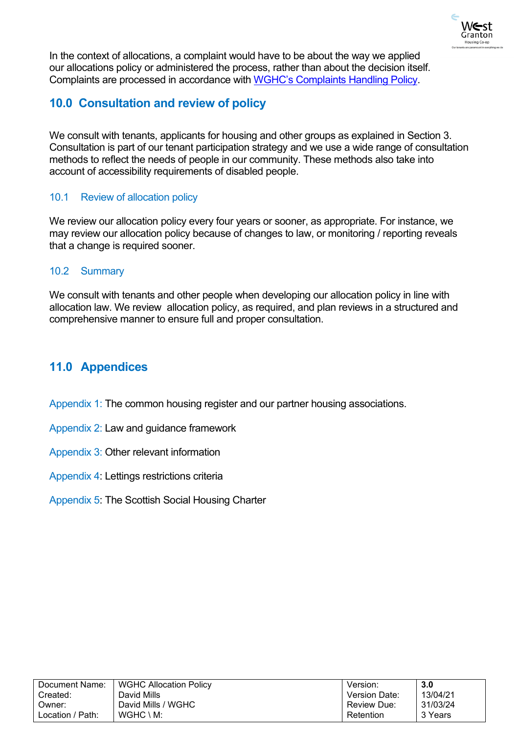In the context of allocations, a complaint would have to be about the way we applied our allocations policy or administered the process, rather than about the decision itself. Complaints are processed in accordance with [WGHC's Complaints Handling Policy](#).

## 10.0 Consultation and review of policy

We consult with tenants, applicants for housing and other groups as explained in Section 3. Consultation is part of our tenant participation strategy and we use a wide range of consultation methods to reflect the needs of people in our community. These methods also take into account of accessibility requirements of disabled people.

### 10.1 Review of allocation policy

We review our allocation policy every four years or sooner, as appropriate. For instance, we may review our allocation policy because of changes to law, or monitoring / reporting reveals that a change is required sooner.

### 10.2 Summary

We consult with tenants and other people when developing our allocation policy in line with allocation law. We review allocation policy, as required, and plan reviews in a structured and comprehensive manner to ensure full and proper consultation.

## 11.0 Appendices

Appendix 1: The common housing register and our partner housing associations.

Appendix 2: Law and guidance framework

Appendix 3: Other relevant information

Appendix 4: Lettings restrictions criteria

Appendix 5: The Scottish Social Housing Charter

| Document Name: | WGHC Allocation Policy | Version: | **3.0** |
|---|---|---|---|
| Created: | David Mills | Version Date: | 13/04/21 |
| Owner: | David Mills / WGHC | Review Due: | 31/03/24 |
| Location / Path: | WGHC \ M: | Retention | 3 Years |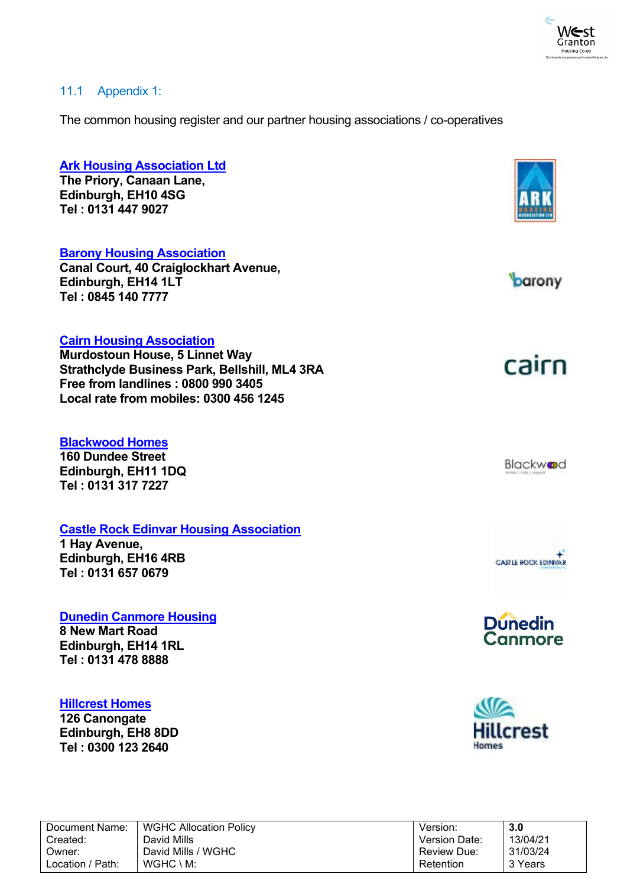## 11.1 Appendix 1:

The common housing register and our partner housing associations / co-operatives

**Ark Housing Association Ltd**
**The Priory, Canaan Lane,**
**Edinburgh, EH10 4SG**
**Tel : 0131 447 9027**

**Barony Housing Association**
**Canal Court, 40 Craiglockhart Avenue,**
**Edinburgh, EH14 1LT**
**Tel : 0845 140 7777**

**Cairn Housing Association**
**Murdostoun House, 5 Linnet Way**
**Strathclyde Business Park, Bellshill, ML4 3RA**
**Free from landlines : 0800 990 3405**
**Local rate from mobiles: 0300 456 1245**

**Blackwood Homes**
**160 Dundee Street**
**Edinburgh, EH11 1DQ**
**Tel : 0131 317 7227**

**Castle Rock Edinvar Housing Association**
**1 Hay Avenue,**
**Edinburgh, EH16 4RB**
**Tel : 0131 657 0679**

**Dunedin Canmore Housing**
**8 New Mart Road**
**Edinburgh, EH14 1RL**
**Tel : 0131 478 8888**

**Hillcrest Homes**
**126 Canongate**
**Edinburgh, EH8 8DD**
**Tel : 0300 123 2640**

| Document Name: | WGHC Allocation Policy | Version: | 3.0 |
|---|---|---|---|
| Created: | David Mills | Version Date: | 13/04/21 |
| Owner: | David Mills / WGHC | Review Due: | 31/03/24 |
| Location / Path: | WGHC \ M: | Retention | 3 Years |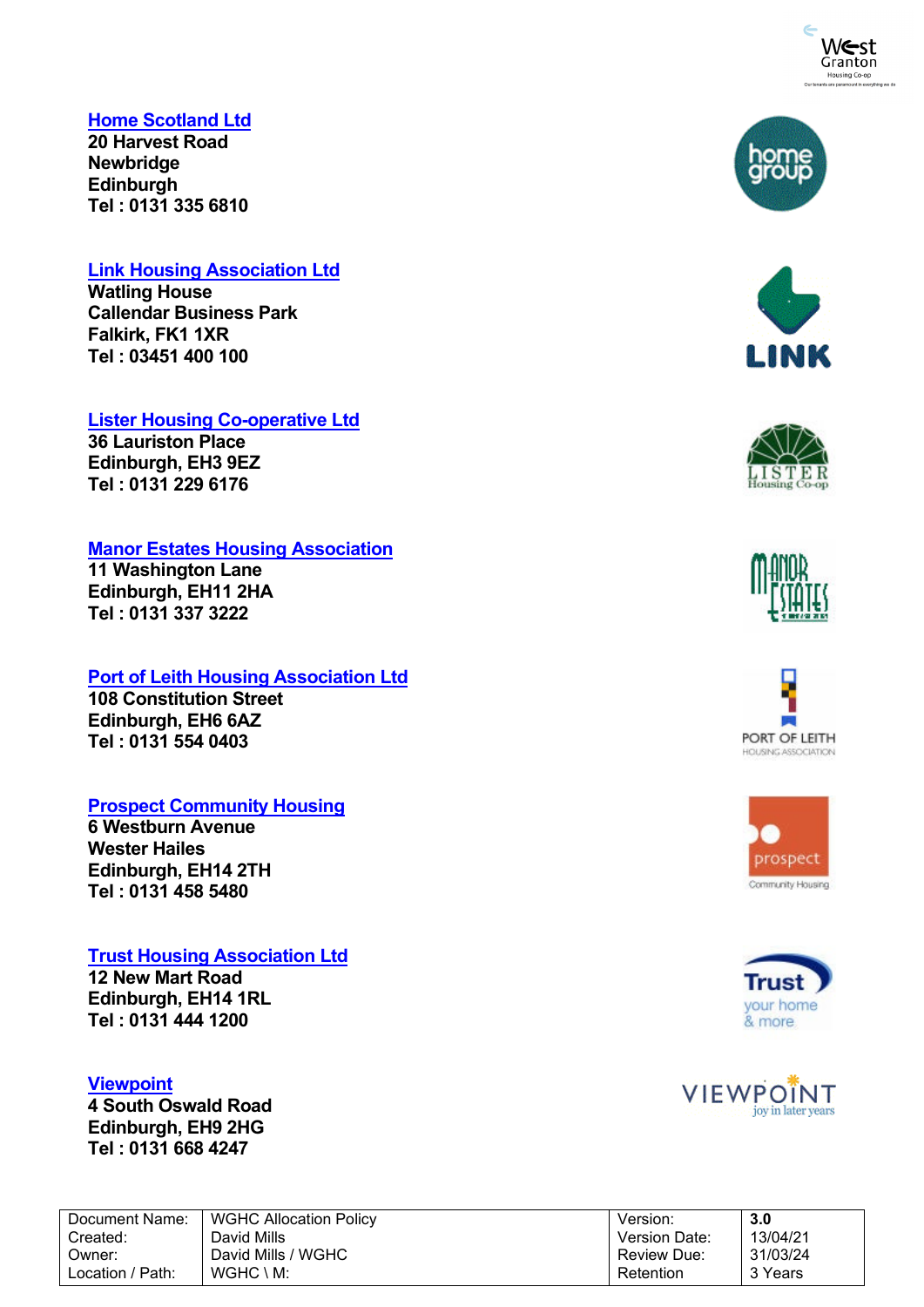**Home Scotland Ltd**
**20 Harvest Road**
**Newbridge**
**Edinburgh**
**Tel : 0131 335 6810**

**Link Housing Association Ltd**
**Watling House**
**Callendar Business Park**
**Falkirk, FK1 1XR**
**Tel : 03451 400 100**

**Lister Housing Co-operative Ltd**
**36 Lauriston Place**
**Edinburgh, EH3 9EZ**
**Tel : 0131 229 6176**

**Manor Estates Housing Association**
**11 Washington Lane**
**Edinburgh, EH11 2HA**
**Tel : 0131 337 3222**

**Port of Leith Housing Association Ltd**
**108 Constitution Street**
**Edinburgh, EH6 6AZ**
**Tel : 0131 554 0403**

**Prospect Community Housing**
**6 Westburn Avenue**
**Wester Hailes**
**Edinburgh, EH14 2TH**
**Tel : 0131 458 5480**

**Trust Housing Association Ltd**
**12 New Mart Road**
**Edinburgh, EH14 1RL**
**Tel : 0131 444 1200**

**Viewpoint**
**4 South Oswald Road**
**Edinburgh, EH9 2HG**
**Tel : 0131 668 4247**

| Document Name: | WGHC Allocation Policy | Version: | **3.0** |
|---|---|---|---|
| Created: | David Mills | Version Date: | 13/04/21 |
| Owner: | David Mills / WGHC | Review Due: | 31/03/24 |
| Location / Path: | WGHC \ M: | Retention | 3 Years |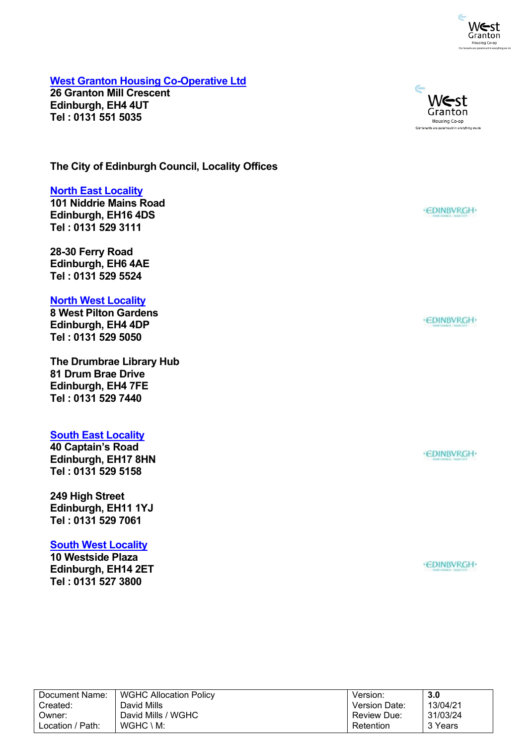**West Granton Housing Co-Operative Ltd**
**26 Granton Mill Crescent**
**Edinburgh, EH4 4UT**
**Tel : 0131 551 5035**

**The City of Edinburgh Council, Locality Offices**

**North East Locality**
**101 Niddrie Mains Road**
**Edinburgh, EH16 4DS**
**Tel : 0131 529 3111**

**28-30 Ferry Road**
**Edinburgh, EH6 4AE**
**Tel : 0131 529 5524**

**North West Locality**
**8 West Pilton Gardens**
**Edinburgh, EH4 4DP**
**Tel : 0131 529 5050**

**The Drumbrae Library Hub**
**81 Drum Brae Drive**
**Edinburgh, EH4 7FE**
**Tel : 0131 529 7440**

**South East Locality**
**40 Captain's Road**
**Edinburgh, EH17 8HN**
**Tel : 0131 529 5158**

**249 High Street**
**Edinburgh, EH11 1YJ**
**Tel : 0131 529 7061**

**South West Locality**
**10 Westside Plaza**
**Edinburgh, EH14 2ET**
**Tel : 0131 527 3800**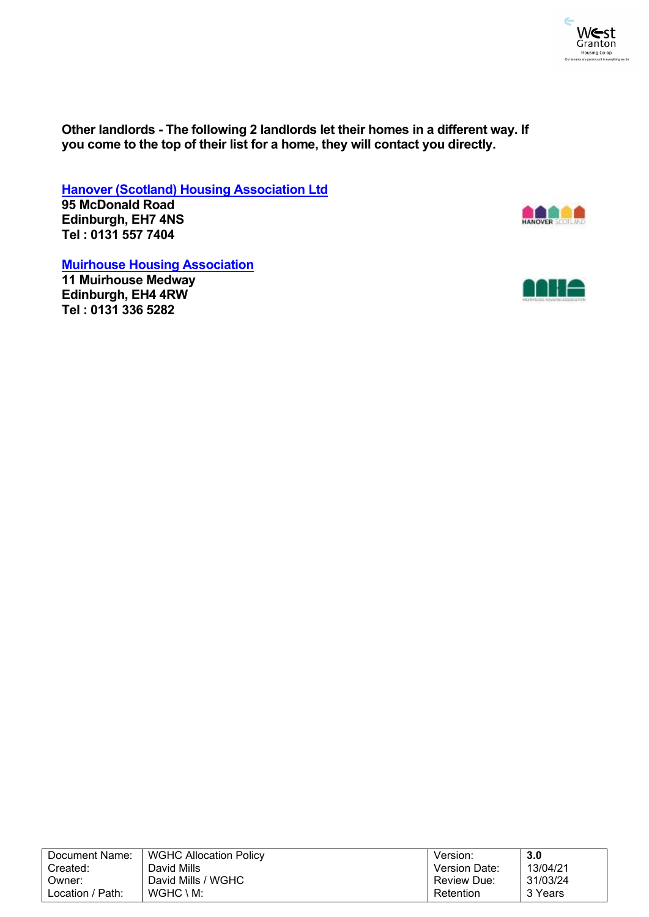**Other landlords - The following 2 landlords let their homes in a different way. If you come to the top of their list for a home, they will contact you directly.**

**Hanover (Scotland) Housing Association Ltd**
**95 McDonald Road**
**Edinburgh, EH7 4NS**
**Tel : 0131 557 7404**

**Muirhouse Housing Association**
**11 Muirhouse Medway**
**Edinburgh, EH4 4RW**
**Tel : 0131 336 5282**

| Document Name: | WGHC Allocation Policy | Version: | **3.0** |
|---|---|---|---|
| Created: | David Mills | Version Date: | 13/04/21 |
| Owner: | David Mills / WGHC | Review Due: | 31/03/24 |
| Location / Path: | WGHC \ M: | Retention | 3 Years |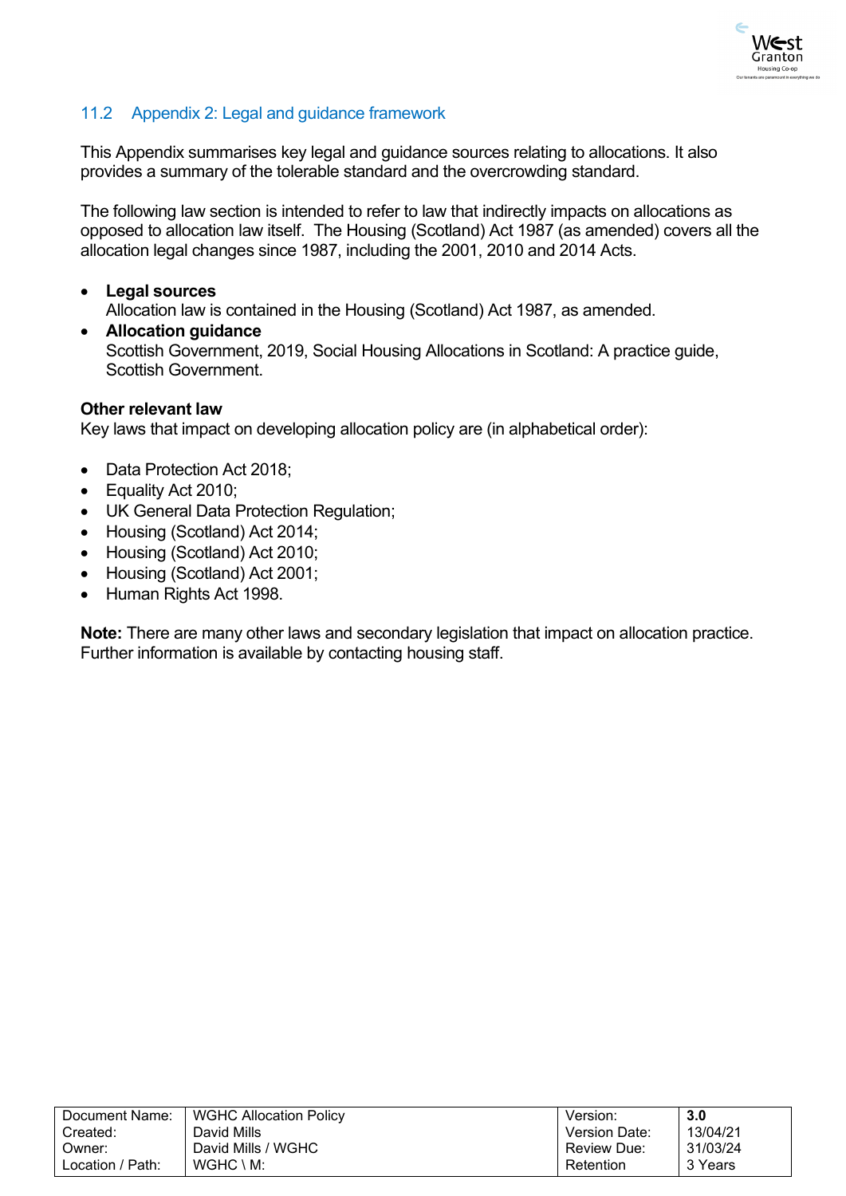## 11.2 Appendix 2: Legal and guidance framework

This Appendix summarises key legal and guidance sources relating to allocations. It also provides a summary of the tolerable standard and the overcrowding standard.

The following law section is intended to refer to law that indirectly impacts on allocations as opposed to allocation law itself. The Housing (Scotland) Act 1987 (as amended) covers all the allocation legal changes since 1987, including the 2001, 2010 and 2014 Acts.

- **Legal sources**
  Allocation law is contained in the Housing (Scotland) Act 1987, as amended.
- **Allocation guidance**
  Scottish Government, 2019, Social Housing Allocations in Scotland: A practice guide, Scottish Government.

**Other relevant law**

Key laws that impact on developing allocation policy are (in alphabetical order):

- Data Protection Act 2018;
- Equality Act 2010;
- UK General Data Protection Regulation;
- Housing (Scotland) Act 2014;
- Housing (Scotland) Act 2010;
- Housing (Scotland) Act 2001;
- Human Rights Act 1998.

**Note:** There are many other laws and secondary legislation that impact on allocation practice. Further information is available by contacting housing staff.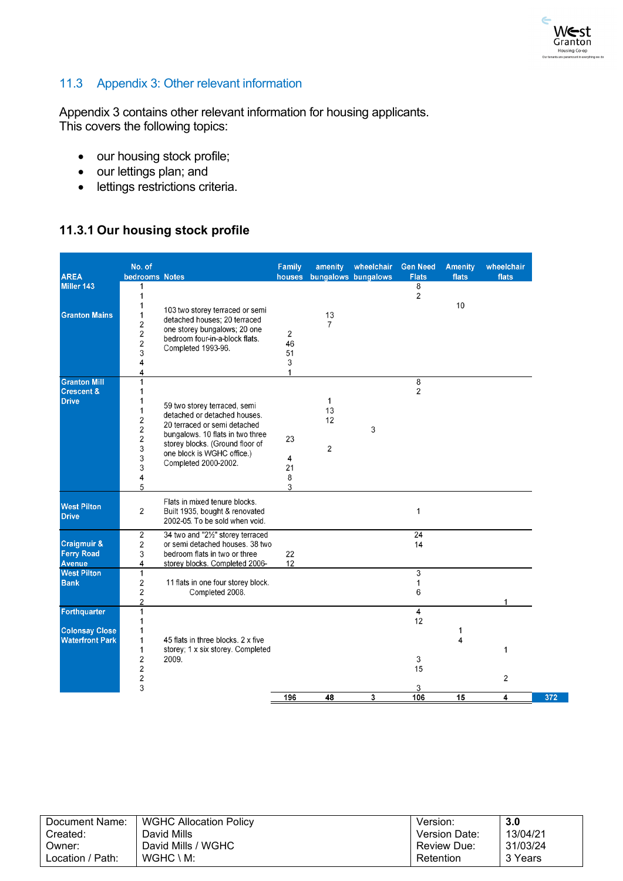## 11.3 Appendix 3: Other relevant information

Appendix 3 contains other relevant information for housing applicants. This covers the following topics:

- our housing stock profile;
- our lettings plan; and
- lettings restrictions criteria.

### 11.3.1 Our housing stock profile

| AREA | No. of bedrooms | Notes | Family houses | amenity bungalows | wheelchair bungalows | Gen Need Flats | Amenity flats | wheelchair flats | |
|---|---|---|---|---|---|---|---|---|---|
| Miller 143 | 1 | | | | | 8 | | | |
| | 1 | | | | | 2 | | | |
| | 1 | 103 two storey terraced or semi detached houses; 20 terraced one storey bungalows; 20 one bedroom four-in-a-block flats. Completed 1993-96. | | | | | 10 | | |
| Granton Mains | 1 | | | 13 | | | | | |
| | 2 | | | 7 | | | | | |
| | 2 | | 2 | | | | | | |
| | 2 | | 46 | | | | | | |
| | 3 | | 51 | | | | | | |
| | 4 | | 3 | | | | | | |
| | 4 | | 1 | | | | | | |
| Granton Mill Crescent & Drive | 1 | 59 two storey terraced, semi detached or detached houses. 20 terraced or semi detached bungalows. 10 flats in two three storey blocks. (Ground floor of one block is WGHC office.) Completed 2000-2002. | | | | 8 | | | |
| | 1 | | | | | 2 | | | |
| | 1 | | | 1 | | | | | |
| | 1 | | | 13 | | | | | |
| | 2 | | | 12 | | | | | |
| | 2 | | | | 3 | | | | |
| | 2 | | 23 | | | | | | |
| | 3 | | | 2 | | | | | |
| | 3 | | 4 | | | | | | |
| | 3 | | 21 | | | | | | |
| | 4 | | 8 | | | | | | |
| | 5 | | 3 | | | | | | |
| West Pilton Drive | 2 | Flats in mixed tenure blocks. Built 1935, bought & renovated 2002-05. To be sold when void. | | | | 1 | | | |
| Craigmuir & Ferry Road Avenue | 2 | 34 two and "2½" storey terraced or semi detached houses. 38 two bedroom flats in two or three storey blocks. Completed 2006- | | | | 24 | | | |
| | 2 | | | | | 14 | | | |
| | 3 | | 22 | | | | | | |
| | 4 | | 12 | | | | | | |
| West Pilton Bank | 1 | 11 flats in one four storey block. Completed 2008. | | | | 3 | | | |
| | 2 | | | | | 1 | | | |
| | 2 | | | | | 6 | | | |
| | 2 | | | | | | | 1 | |
| Forthquarter Colonsay Close Waterfront Park | 1 | 45 flats in three blocks. 2 x five storey; 1 x six storey. Completed 2009. | | | | 4 | | | |
| | 1 | | | | | 12 | | | |
| | 1 | | | | | | 1 | | |
| | 1 | | | | | | 4 | | |
| | 1 | | | | | | | 1 | |
| | 2 | | | | | 3 | | | |
| | 2 | | | | | 15 | | | |
| | 2 | | | | | | | 2 | |
| | 3 | | | | | 3 | | | |
| | | | **196** | **48** | **3** | **106** | **15** | **4** | **372** |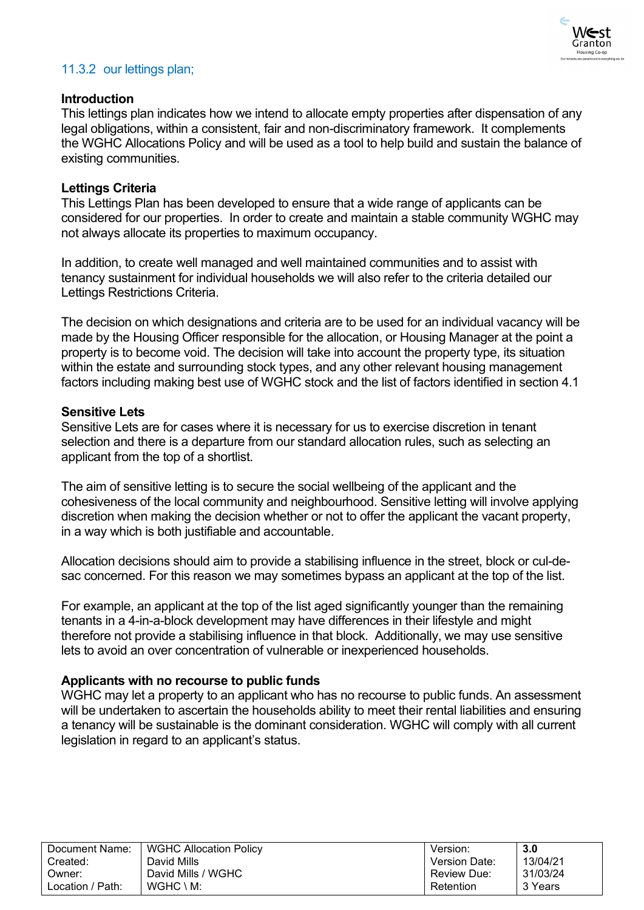### 11.3.2 our lettings plan;

**Introduction**

This lettings plan indicates how we intend to allocate empty properties after dispensation of any legal obligations, within a consistent, fair and non-discriminatory framework. It complements the WGHC Allocations Policy and will be used as a tool to help build and sustain the balance of existing communities.

**Lettings Criteria**

This Lettings Plan has been developed to ensure that a wide range of applicants can be considered for our properties. In order to create and maintain a stable community WGHC may not always allocate its properties to maximum occupancy.

In addition, to create well managed and well maintained communities and to assist with tenancy sustainment for individual households we will also refer to the criteria detailed our Lettings Restrictions Criteria.

The decision on which designations and criteria are to be used for an individual vacancy will be made by the Housing Officer responsible for the allocation, or Housing Manager at the point a property is to become void. The decision will take into account the property type, its situation within the estate and surrounding stock types, and any other relevant housing management factors including making best use of WGHC stock and the list of factors identified in section 4.1

**Sensitive Lets**

Sensitive Lets are for cases where it is necessary for us to exercise discretion in tenant selection and there is a departure from our standard allocation rules, such as selecting an applicant from the top of a shortlist.

The aim of sensitive letting is to secure the social wellbeing of the applicant and the cohesiveness of the local community and neighbourhood. Sensitive letting will involve applying discretion when making the decision whether or not to offer the applicant the vacant property, in a way which is both justifiable and accountable.

Allocation decisions should aim to provide a stabilising influence in the street, block or cul-de-sac concerned. For this reason we may sometimes bypass an applicant at the top of the list.

For example, an applicant at the top of the list aged significantly younger than the remaining tenants in a 4-in-a-block development may have differences in their lifestyle and might therefore not provide a stabilising influence in that block. Additionally, we may use sensitive lets to avoid an over concentration of vulnerable or inexperienced households.

**Applicants with no recourse to public funds**

WGHC may let a property to an applicant who has no recourse to public funds. An assessment will be undertaken to ascertain the households ability to meet their rental liabilities and ensuring a tenancy will be sustainable is the dominant consideration. WGHC will comply with all current legislation in regard to an applicant's status.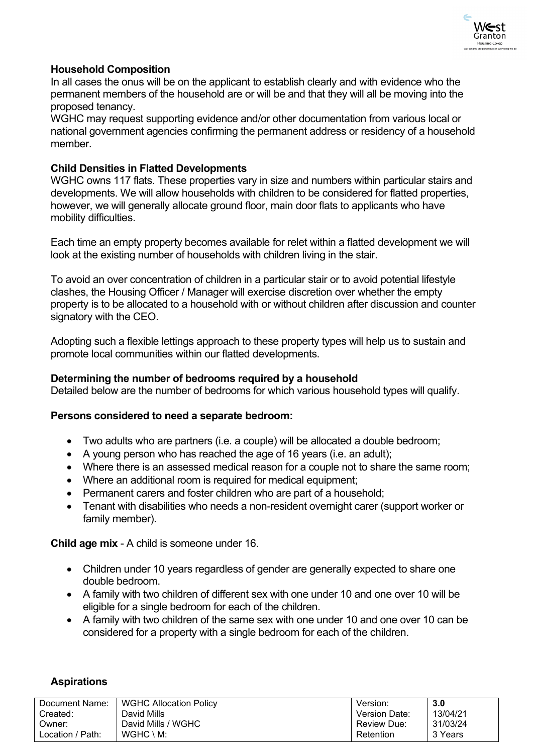**Household Composition**
In all cases the onus will be on the applicant to establish clearly and with evidence who the permanent members of the household are or will be and that they will all be moving into the proposed tenancy.
WGHC may request supporting evidence and/or other documentation from various local or national government agencies confirming the permanent address or residency of a household member.

**Child Densities in Flatted Developments**
WGHC owns 117 flats. These properties vary in size and numbers within particular stairs and developments. We will allow households with children to be considered for flatted properties, however, we will generally allocate ground floor, main door flats to applicants who have mobility difficulties.

Each time an empty property becomes available for relet within a flatted development we will look at the existing number of households with children living in the stair.

To avoid an over concentration of children in a particular stair or to avoid potential lifestyle clashes, the Housing Officer / Manager will exercise discretion over whether the empty property is to be allocated to a household with or without children after discussion and counter signatory with the CEO.

Adopting such a flexible lettings approach to these property types will help us to sustain and promote local communities within our flatted developments.

**Determining the number of bedrooms required by a household**
Detailed below are the number of bedrooms for which various household types will qualify.

**Persons considered to need a separate bedroom:**

- Two adults who are partners (i.e. a couple) will be allocated a double bedroom;
- A young person who has reached the age of 16 years (i.e. an adult);
- Where there is an assessed medical reason for a couple not to share the same room;
- Where an additional room is required for medical equipment;
- Permanent carers and foster children who are part of a household;
- Tenant with disabilities who needs a non-resident overnight carer (support worker or family member).

**Child age mix** - A child is someone under 16.

- Children under 10 years regardless of gender are generally expected to share one double bedroom.
- A family with two children of different sex with one under 10 and one over 10 will be eligible for a single bedroom for each of the children.
- A family with two children of the same sex with one under 10 and one over 10 can be considered for a property with a single bedroom for each of the children.

**Aspirations**

| Document Name: | WGHC Allocation Policy | Version: | **3.0** |
|---|---|---|---|
| Created: | David Mills | Version Date: | 13/04/21 |
| Owner: | David Mills / WGHC | Review Due: | 31/03/24 |
| Location / Path: | WGHC \ M: | Retention | 3 Years |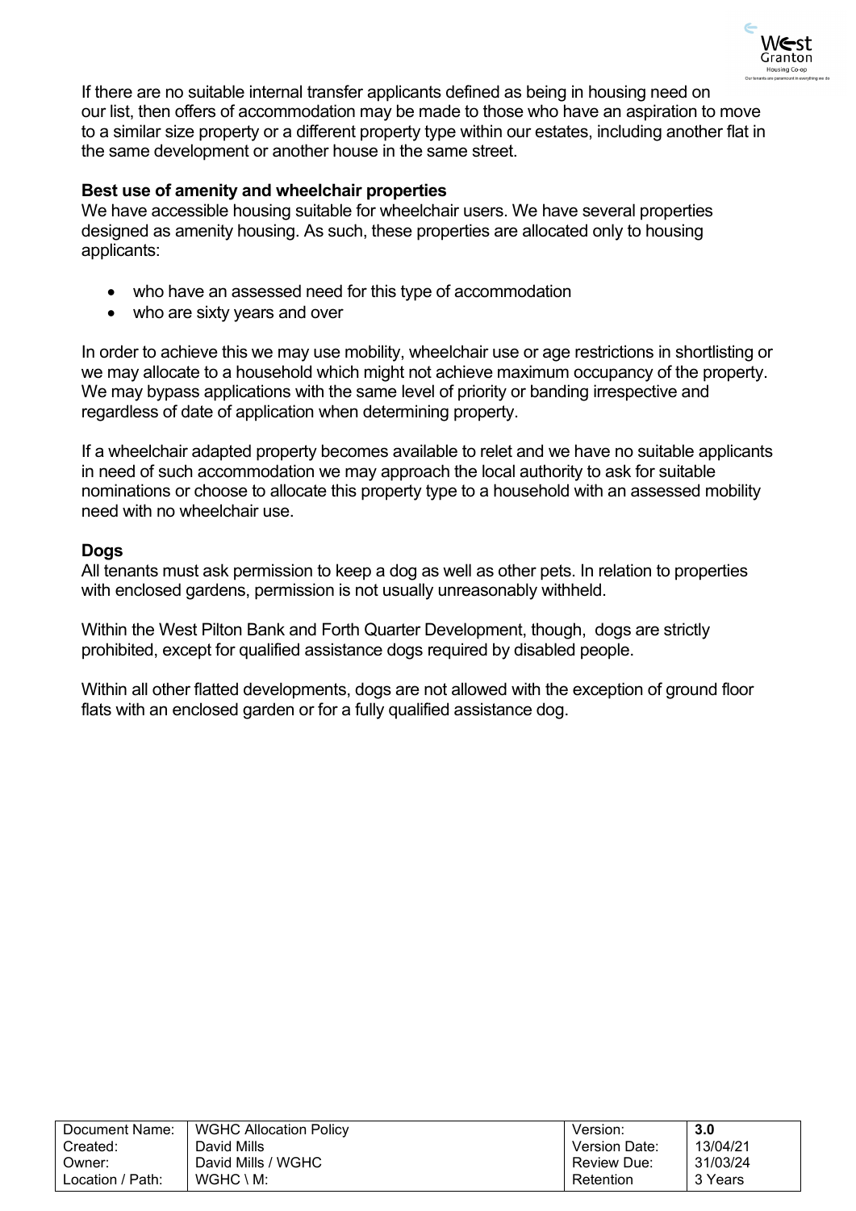If there are no suitable internal transfer applicants defined as being in housing need on our list, then offers of accommodation may be made to those who have an aspiration to move to a similar size property or a different property type within our estates, including another flat in the same development or another house in the same street.

**Best use of amenity and wheelchair properties**

We have accessible housing suitable for wheelchair users. We have several properties designed as amenity housing. As such, these properties are allocated only to housing applicants:

- who have an assessed need for this type of accommodation
- who are sixty years and over

In order to achieve this we may use mobility, wheelchair use or age restrictions in shortlisting or we may allocate to a household which might not achieve maximum occupancy of the property. We may bypass applications with the same level of priority or banding irrespective and regardless of date of application when determining property.

If a wheelchair adapted property becomes available to relet and we have no suitable applicants in need of such accommodation we may approach the local authority to ask for suitable nominations or choose to allocate this property type to a household with an assessed mobility need with no wheelchair use.

**Dogs**

All tenants must ask permission to keep a dog as well as other pets. In relation to properties with enclosed gardens, permission is not usually unreasonably withheld.

Within the West Pilton Bank and Forth Quarter Development, though, dogs are strictly prohibited, except for qualified assistance dogs required by disabled people.

Within all other flatted developments, dogs are not allowed with the exception of ground floor flats with an enclosed garden or for a fully qualified assistance dog.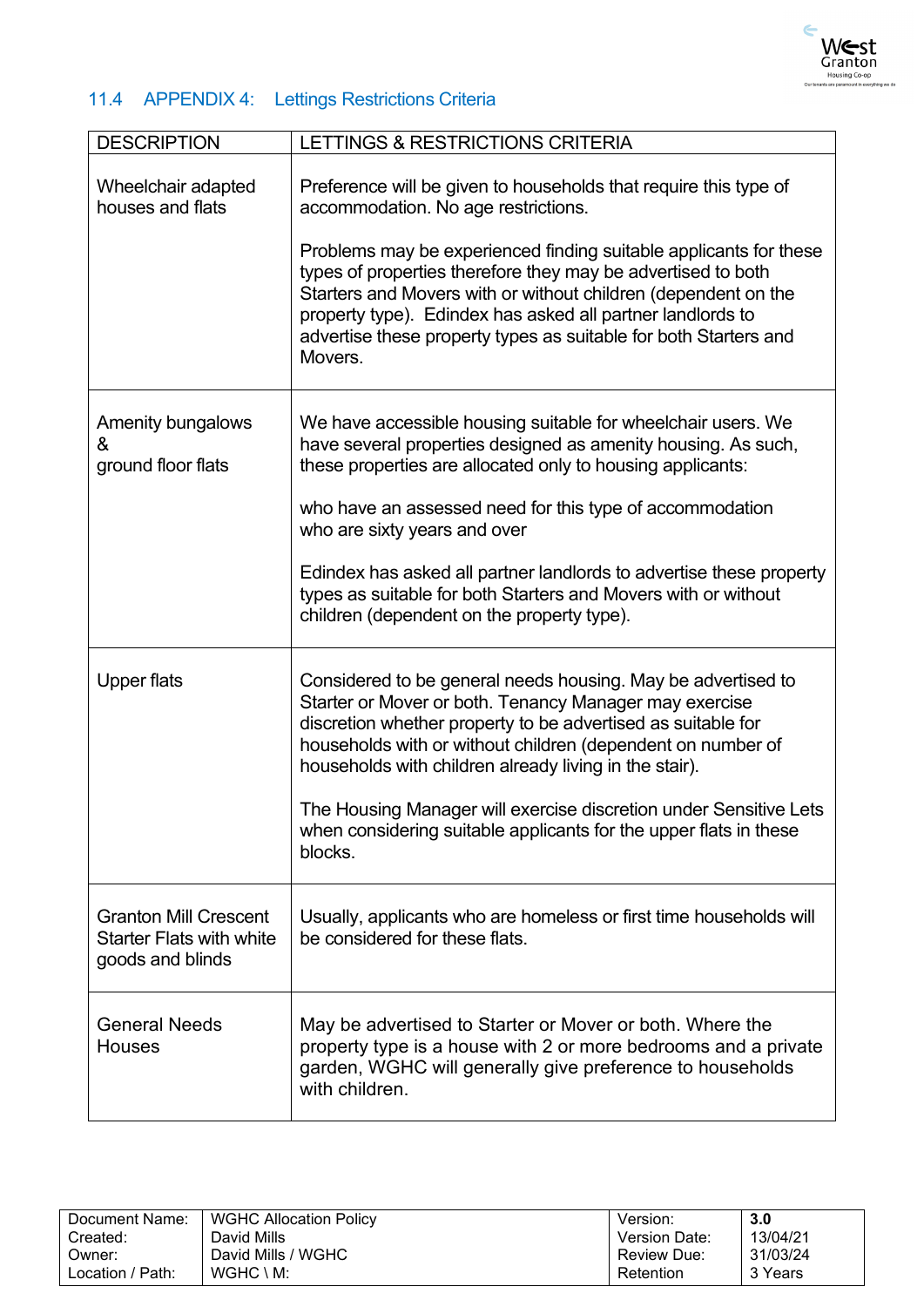## 11.4 APPENDIX 4: Lettings Restrictions Criteria

| DESCRIPTION | LETTINGS & RESTRICTIONS CRITERIA |
|---|---|
| Wheelchair adapted houses and flats | Preference will be given to households that require this type of accommodation. No age restrictions.<br><br>Problems may be experienced finding suitable applicants for these types of properties therefore they may be advertised to both Starters and Movers with or without children (dependent on the property type). Edindex has asked all partner landlords to advertise these property types as suitable for both Starters and Movers. |
| Amenity bungalows & ground floor flats | We have accessible housing suitable for wheelchair users. We have several properties designed as amenity housing. As such, these properties are allocated only to housing applicants:<br><br>who have an assessed need for this type of accommodation<br>who are sixty years and over<br><br>Edindex has asked all partner landlords to advertise these property types as suitable for both Starters and Movers with or without children (dependent on the property type). |
| Upper flats | Considered to be general needs housing. May be advertised to Starter or Mover or both. Tenancy Manager may exercise discretion whether property to be advertised as suitable for households with or without children (dependent on number of households with children already living in the stair).<br><br>The Housing Manager will exercise discretion under Sensitive Lets when considering suitable applicants for the upper flats in these blocks. |
| Granton Mill Crescent Starter Flats with white goods and blinds | Usually, applicants who are homeless or first time households will be considered for these flats. |
| General Needs Houses | May be advertised to Starter or Mover or both. Where the property type is a house with 2 or more bedrooms and a private garden, WGHC will generally give preference to households with children. |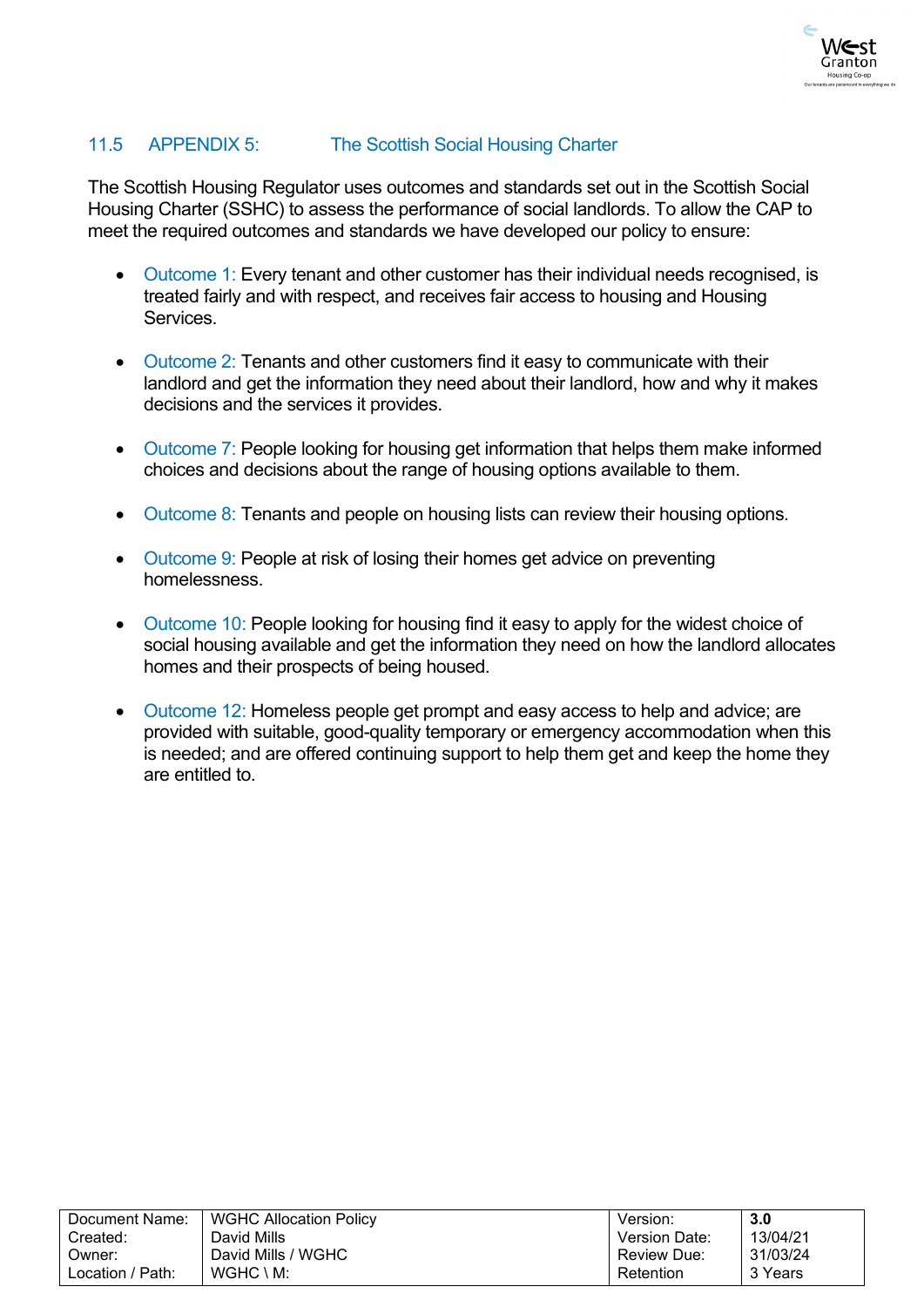## 11.5 APPENDIX 5: The Scottish Social Housing Charter

The Scottish Housing Regulator uses outcomes and standards set out in the Scottish Social Housing Charter (SSHC) to assess the performance of social landlords. To allow the CAP to meet the required outcomes and standards we have developed our policy to ensure:

- Outcome 1: Every tenant and other customer has their individual needs recognised, is treated fairly and with respect, and receives fair access to housing and Housing Services.
- Outcome 2: Tenants and other customers find it easy to communicate with their landlord and get the information they need about their landlord, how and why it makes decisions and the services it provides.
- Outcome 7: People looking for housing get information that helps them make informed choices and decisions about the range of housing options available to them.
- Outcome 8: Tenants and people on housing lists can review their housing options.
- Outcome 9: People at risk of losing their homes get advice on preventing homelessness.
- Outcome 10: People looking for housing find it easy to apply for the widest choice of social housing available and get the information they need on how the landlord allocates homes and their prospects of being housed.
- Outcome 12: Homeless people get prompt and easy access to help and advice; are provided with suitable, good-quality temporary or emergency accommodation when this is needed; and are offered continuing support to help them get and keep the home they are entitled to.